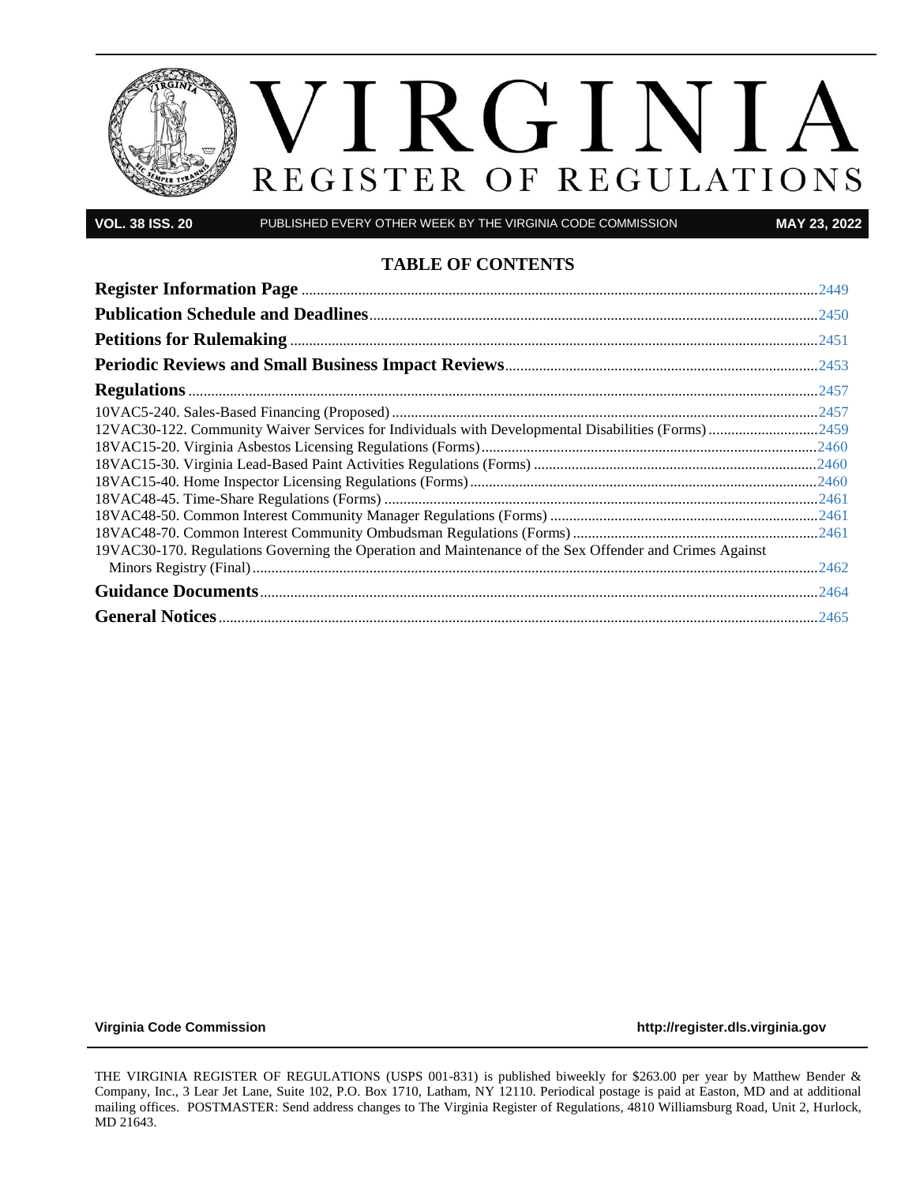# VIRGINIA REGISTER OF REGULATIONS

**VOL. 38 ISS. 20** PUBLISHED EVERY OTHER WEEK BY THE VIRGINIA CODE COMMISSION **MAY 23, 2022**

## TABLE OF CONTENTS

**Register Information Page** ....... 2449

**Publication Schedule and Deadlines** ....... 2450

**Petitions for Rulemaking** ....... 2451

**Periodic Reviews and Small Business Impact Reviews** ....... 2453

**Regulations** ....... 2457

10VAC5-240. Sales-Based Financing (Proposed) ....... 2457

12VAC30-122. Community Waiver Services for Individuals with Developmental Disabilities (Forms) ....... 2459

18VAC15-20. Virginia Asbestos Licensing Regulations (Forms) ....... 2460

18VAC15-30. Virginia Lead-Based Paint Activities Regulations (Forms) ....... 2460

18VAC15-40. Home Inspector Licensing Regulations (Forms) ....... 2460

18VAC48-45. Time-Share Regulations (Forms) ....... 2461

18VAC48-50. Common Interest Community Manager Regulations (Forms) ....... 2461

18VAC48-70. Common Interest Community Ombudsman Regulations (Forms) ....... 2461

19VAC30-170. Regulations Governing the Operation and Maintenance of the Sex Offender and Crimes Against Minors Registry (Final) ....... 2462

**Guidance Documents** ....... 2464

**General Notices** ....... 2465

**Virginia Code Commission** http://register.dls.virginia.gov

THE VIRGINIA REGISTER OF REGULATIONS (USPS 001-831) is published biweekly for $263.00 per year by Matthew Bender & Company, Inc., 3 Lear Jet Lane, Suite 102, P.O. Box 1710, Latham, NY 12110. Periodical postage is paid at Easton, MD and at additional mailing offices. POSTMASTER: Send address changes to The Virginia Register of Regulations, 4810 Williamsburg Road, Unit 2, Hurlock, MD 21643.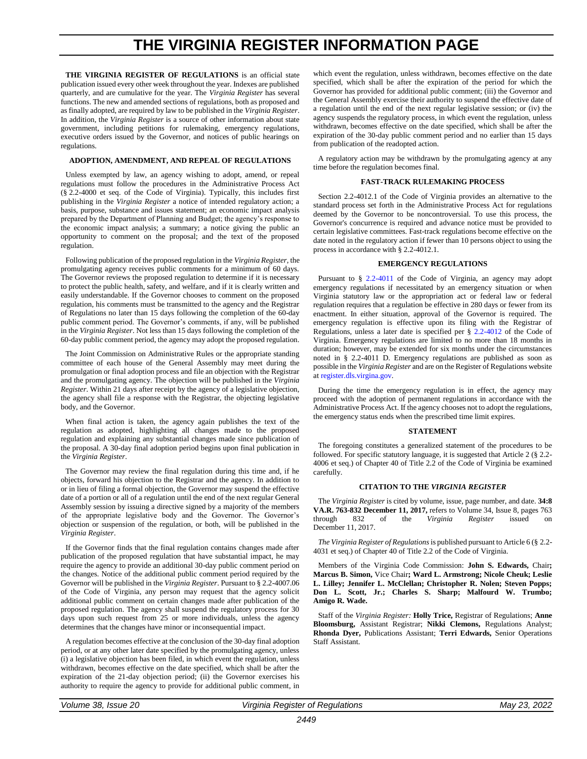# THE VIRGINIA REGISTER INFORMATION PAGE

**THE VIRGINIA REGISTER OF REGULATIONS** is an official state publication issued every other week throughout the year. Indexes are published quarterly, and are cumulative for the year. The *Virginia Register* has several functions. The new and amended sections of regulations, both as proposed and as finally adopted, are required by law to be published in the *Virginia Register*. In addition, the *Virginia Register* is a source of other information about state government, including petitions for rulemaking, emergency regulations, executive orders issued by the Governor, and notices of public hearings on regulations.

### ADOPTION, AMENDMENT, AND REPEAL OF REGULATIONS

Unless exempted by law, an agency wishing to adopt, amend, or repeal regulations must follow the procedures in the Administrative Process Act (§ 2.2-4000 et seq. of the Code of Virginia). Typically, this includes first publishing in the *Virginia Register* a notice of intended regulatory action; a basis, purpose, substance and issues statement; an economic impact analysis prepared by the Department of Planning and Budget; the agency's response to the economic impact analysis; a summary; a notice giving the public an opportunity to comment on the proposal; and the text of the proposed regulation.

Following publication of the proposed regulation in the *Virginia Register*, the promulgating agency receives public comments for a minimum of 60 days. The Governor reviews the proposed regulation to determine if it is necessary to protect the public health, safety, and welfare, and if it is clearly written and easily understandable. If the Governor chooses to comment on the proposed regulation, his comments must be transmitted to the agency and the Registrar of Regulations no later than 15 days following the completion of the 60-day public comment period. The Governor's comments, if any, will be published in the *Virginia Register*. Not less than 15 days following the completion of the 60-day public comment period, the agency may adopt the proposed regulation.

The Joint Commission on Administrative Rules or the appropriate standing committee of each house of the General Assembly may meet during the promulgation or final adoption process and file an objection with the Registrar and the promulgating agency. The objection will be published in the *Virginia Register*. Within 21 days after receipt by the agency of a legislative objection, the agency shall file a response with the Registrar, the objecting legislative body, and the Governor.

When final action is taken, the agency again publishes the text of the regulation as adopted, highlighting all changes made to the proposed regulation and explaining any substantial changes made since publication of the proposal. A 30-day final adoption period begins upon final publication in the *Virginia Register*.

The Governor may review the final regulation during this time and, if he objects, forward his objection to the Registrar and the agency. In addition to or in lieu of filing a formal objection, the Governor may suspend the effective date of a portion or all of a regulation until the end of the next regular General Assembly session by issuing a directive signed by a majority of the members of the appropriate legislative body and the Governor. The Governor's objection or suspension of the regulation, or both, will be published in the *Virginia Register*.

If the Governor finds that the final regulation contains changes made after publication of the proposed regulation that have substantial impact, he may require the agency to provide an additional 30-day public comment period on the changes. Notice of the additional public comment period required by the Governor will be published in the *Virginia Register*. Pursuant to § 2.2-4007.06 of the Code of Virginia, any person may request that the agency solicit additional public comment on certain changes made after publication of the proposed regulation. The agency shall suspend the regulatory process for 30 days upon such request from 25 or more individuals, unless the agency determines that the changes have minor or inconsequential impact.

A regulation becomes effective at the conclusion of the 30-day final adoption period, or at any other later date specified by the promulgating agency, unless (i) a legislative objection has been filed, in which event the regulation, unless withdrawn, becomes effective on the date specified, which shall be after the expiration of the 21-day objection period; (ii) the Governor exercises his authority to require the agency to provide for additional public comment, in which event the regulation, unless withdrawn, becomes effective on the date specified, which shall be after the expiration of the period for which the Governor has provided for additional public comment; (iii) the Governor and the General Assembly exercise their authority to suspend the effective date of a regulation until the end of the next regular legislative session; or (iv) the agency suspends the regulatory process, in which event the regulation, unless withdrawn, becomes effective on the date specified, which shall be after the expiration of the 30-day public comment period and no earlier than 15 days from publication of the readopted action.

A regulatory action may be withdrawn by the promulgating agency at any time before the regulation becomes final.

### FAST-TRACK RULEMAKING PROCESS

Section 2.2-4012.1 of the Code of Virginia provides an alternative to the standard process set forth in the Administrative Process Act for regulations deemed by the Governor to be noncontroversial. To use this process, the Governor's concurrence is required and advance notice must be provided to certain legislative committees. Fast-track regulations become effective on the date noted in the regulatory action if fewer than 10 persons object to using the process in accordance with § 2.2-4012.1.

### EMERGENCY REGULATIONS

Pursuant to § 2.2-4011 of the Code of Virginia, an agency may adopt emergency regulations if necessitated by an emergency situation or when Virginia statutory law or the appropriation act or federal law or federal regulation requires that a regulation be effective in 280 days or fewer from its enactment. In either situation, approval of the Governor is required. The emergency regulation is effective upon its filing with the Registrar of Regulations, unless a later date is specified per § 2.2-4012 of the Code of Virginia. Emergency regulations are limited to no more than 18 months in duration; however, may be extended for six months under the circumstances noted in § 2.2-4011 D. Emergency regulations are published as soon as possible in the *Virginia Register* and are on the Register of Regulations website at register.dls.virgina.gov.

During the time the emergency regulation is in effect, the agency may proceed with the adoption of permanent regulations in accordance with the Administrative Process Act. If the agency chooses not to adopt the regulations, the emergency status ends when the prescribed time limit expires.

### STATEMENT

The foregoing constitutes a generalized statement of the procedures to be followed. For specific statutory language, it is suggested that Article 2 (§ 2.2-4006 et seq.) of Chapter 40 of Title 2.2 of the Code of Virginia be examined carefully.

### CITATION TO THE *VIRGINIA REGISTER*

The *Virginia Register* is cited by volume, issue, page number, and date. **34:8 VA.R. 763-832 December 11, 2017,** refers to Volume 34, Issue 8, pages 763 through 832 of the *Virginia Register* issued on December 11, 2017.

*The Virginia Register of Regulations* is published pursuant to Article 6 (§ 2.2-4031 et seq.) of Chapter 40 of Title 2.2 of the Code of Virginia.

Members of the Virginia Code Commission: **John S. Edwards,** Chair**; Marcus B. Simon,** Vice Chair**; Ward L. Armstrong; Nicole Cheuk; Leslie L. Lilley; Jennifer L. McClellan; Christopher R. Nolen; Steven Popps; Don L. Scott, Jr.; Charles S. Sharp; Malfourd W. Trumbo; Amigo R. Wade.**

Staff of the *Virginia Register:* **Holly Trice,** Registrar of Regulations; **Anne Bloomsburg,** Assistant Registrar; **Nikki Clemons,** Regulations Analyst; **Rhonda Dyer,** Publications Assistant; **Terri Edwards,** Senior Operations Staff Assistant.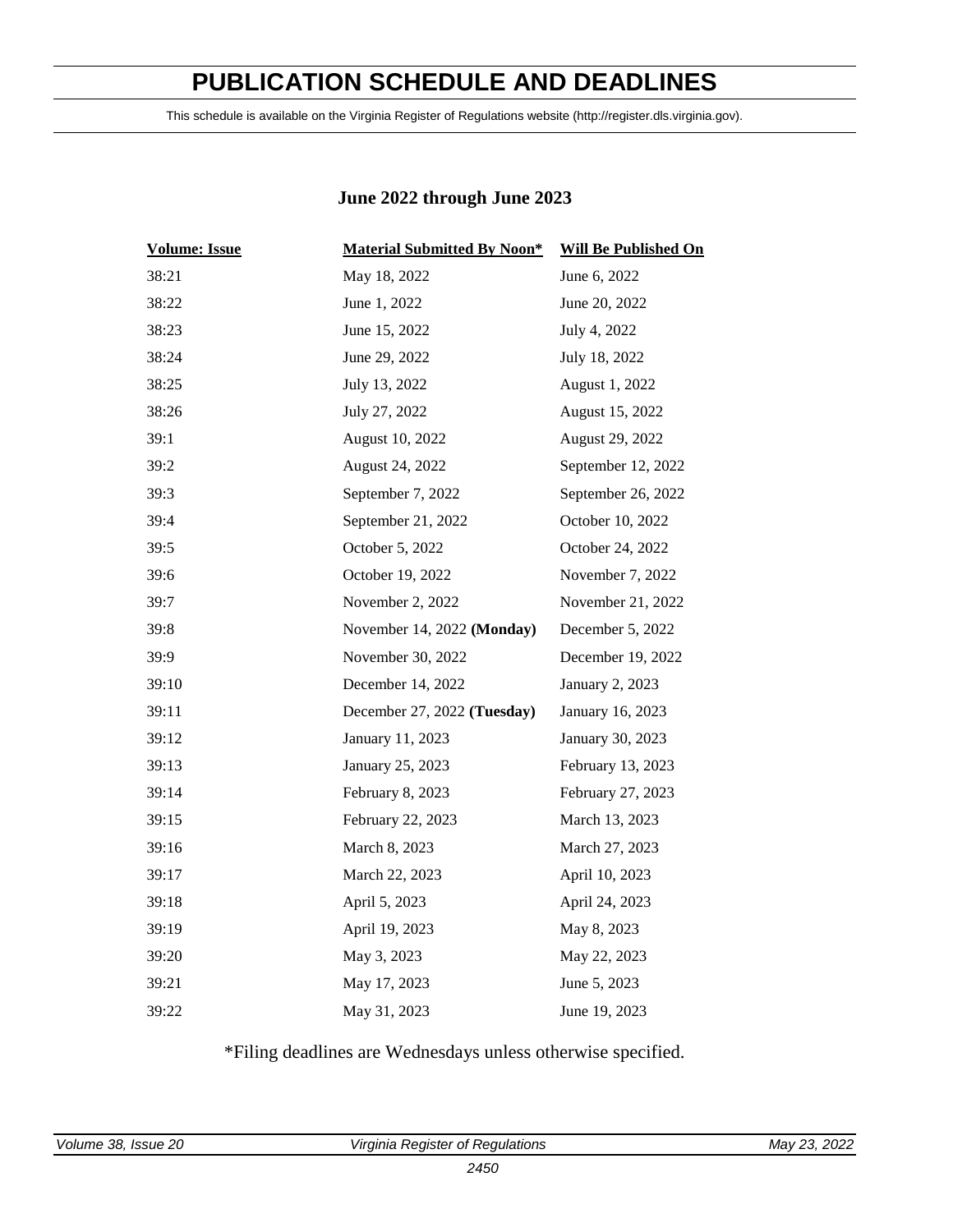# PUBLICATION SCHEDULE AND DEADLINES

This schedule is available on the Virginia Register of Regulations website (http://register.dls.virginia.gov).

## June 2022 through June 2023

| Volume: Issue | Material Submitted By Noon* | Will Be Published On |
|---|---|---|
| 38:21 | May 18, 2022 | June 6, 2022 |
| 38:22 | June 1, 2022 | June 20, 2022 |
| 38:23 | June 15, 2022 | July 4, 2022 |
| 38:24 | June 29, 2022 | July 18, 2022 |
| 38:25 | July 13, 2022 | August 1, 2022 |
| 38:26 | July 27, 2022 | August 15, 2022 |
| 39:1 | August 10, 2022 | August 29, 2022 |
| 39:2 | August 24, 2022 | September 12, 2022 |
| 39:3 | September 7, 2022 | September 26, 2022 |
| 39:4 | September 21, 2022 | October 10, 2022 |
| 39:5 | October 5, 2022 | October 24, 2022 |
| 39:6 | October 19, 2022 | November 7, 2022 |
| 39:7 | November 2, 2022 | November 21, 2022 |
| 39:8 | November 14, 2022 **(Monday)** | December 5, 2022 |
| 39:9 | November 30, 2022 | December 19, 2022 |
| 39:10 | December 14, 2022 | January 2, 2023 |
| 39:11 | December 27, 2022 **(Tuesday)** | January 16, 2023 |
| 39:12 | January 11, 2023 | January 30, 2023 |
| 39:13 | January 25, 2023 | February 13, 2023 |
| 39:14 | February 8, 2023 | February 27, 2023 |
| 39:15 | February 22, 2023 | March 13, 2023 |
| 39:16 | March 8, 2023 | March 27, 2023 |
| 39:17 | March 22, 2023 | April 10, 2023 |
| 39:18 | April 5, 2023 | April 24, 2023 |
| 39:19 | April 19, 2023 | May 8, 2023 |
| 39:20 | May 3, 2023 | May 22, 2023 |
| 39:21 | May 17, 2023 | June 5, 2023 |
| 39:22 | May 31, 2023 | June 19, 2023 |

*Filing deadlines are Wednesdays unless otherwise specified.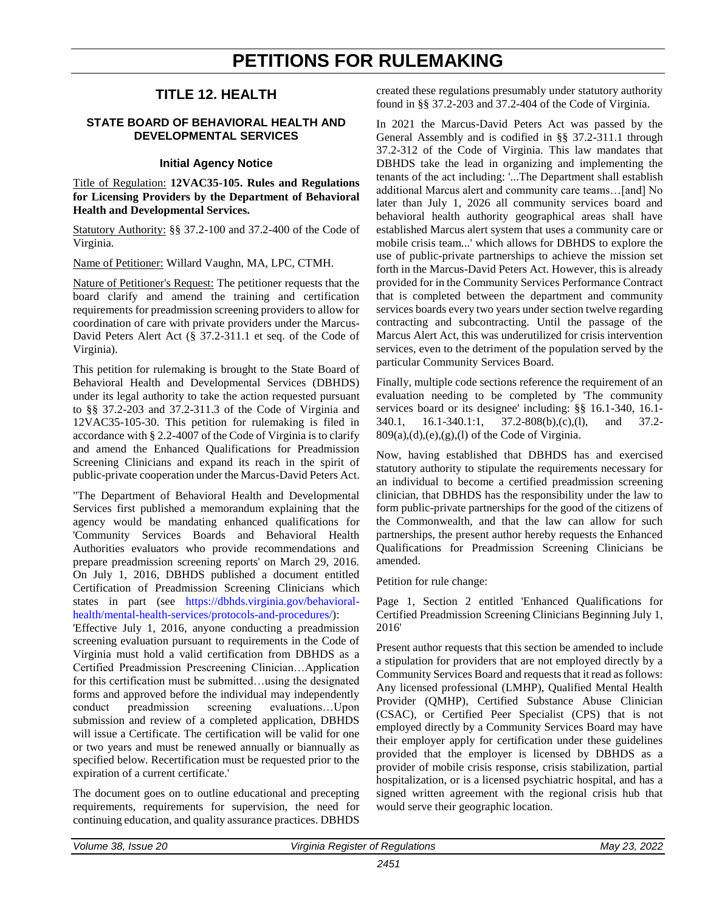# PETITIONS FOR RULEMAKING

## TITLE 12. HEALTH

### STATE BOARD OF BEHAVIORAL HEALTH AND DEVELOPMENTAL SERVICES

#### Initial Agency Notice

Title of Regulation: **12VAC35-105. Rules and Regulations for Licensing Providers by the Department of Behavioral Health and Developmental Services.**

Statutory Authority: §§ 37.2-100 and 37.2-400 of the Code of Virginia.

Name of Petitioner: Willard Vaughn, MA, LPC, CTMH.

Nature of Petitioner's Request: The petitioner requests that the board clarify and amend the training and certification requirements for preadmission screening providers to allow for coordination of care with private providers under the Marcus-David Peters Alert Act (§ 37.2-311.1 et seq. of the Code of Virginia).

This petition for rulemaking is brought to the State Board of Behavioral Health and Developmental Services (DBHDS) under its legal authority to take the action requested pursuant to §§ 37.2-203 and 37.2-311.3 of the Code of Virginia and 12VAC35-105-30. This petition for rulemaking is filed in accordance with § 2.2-4007 of the Code of Virginia is to clarify and amend the Enhanced Qualifications for Preadmission Screening Clinicians and expand its reach in the spirit of public-private cooperation under the Marcus-David Peters Act.

"The Department of Behavioral Health and Developmental Services first published a memorandum explaining that the agency would be mandating enhanced qualifications for 'Community Services Boards and Behavioral Health Authorities evaluators who provide recommendations and prepare preadmission screening reports' on March 29, 2016. On July 1, 2016, DBHDS published a document entitled Certification of Preadmission Screening Clinicians which states in part (see https://dbhds.virginia.gov/behavioral-health/mental-health-services/protocols-and-procedures/):

'Effective July 1, 2016, anyone conducting a preadmission screening evaluation pursuant to requirements in the Code of Virginia must hold a valid certification from DBHDS as a Certified Preadmission Prescreening Clinician…Application for this certification must be submitted…using the designated forms and approved before the individual may independently conduct preadmission screening evaluations…Upon submission and review of a completed application, DBHDS will issue a Certificate. The certification will be valid for one or two years and must be renewed annually or biannually as specified below. Recertification must be requested prior to the expiration of a current certificate.'

The document goes on to outline educational and precepting requirements, requirements for supervision, the need for continuing education, and quality assurance practices. DBHDS created these regulations presumably under statutory authority found in §§ 37.2-203 and 37.2-404 of the Code of Virginia.

In 2021 the Marcus-David Peters Act was passed by the General Assembly and is codified in §§ 37.2-311.1 through 37.2-312 of the Code of Virginia. This law mandates that DBHDS take the lead in organizing and implementing the tenants of the act including: '...The Department shall establish additional Marcus alert and community care teams…[and] No later than July 1, 2026 all community services board and behavioral health authority geographical areas shall have established Marcus alert system that uses a community care or mobile crisis team...' which allows for DBHDS to explore the use of public-private partnerships to achieve the mission set forth in the Marcus-David Peters Act. However, this is already provided for in the Community Services Performance Contract that is completed between the department and community services boards every two years under section twelve regarding contracting and subcontracting. Until the passage of the Marcus Alert Act, this was underutilized for crisis intervention services, even to the detriment of the population served by the particular Community Services Board.

Finally, multiple code sections reference the requirement of an evaluation needing to be completed by 'The community services board or its designee' including: §§ 16.1-340, 16.1-340.1, 16.1-340.1:1, 37.2-808(b),(c),(l), and 37.2-809(a),(d),(e),(g),(l) of the Code of Virginia.

Now, having established that DBHDS has and exercised statutory authority to stipulate the requirements necessary for an individual to become a certified preadmission screening clinician, that DBHDS has the responsibility under the law to form public-private partnerships for the good of the citizens of the Commonwealth, and that the law can allow for such partnerships, the present author hereby requests the Enhanced Qualifications for Preadmission Screening Clinicians be amended.

Petition for rule change:

Page 1, Section 2 entitled 'Enhanced Qualifications for Certified Preadmission Screening Clinicians Beginning July 1, 2016'

Present author requests that this section be amended to include a stipulation for providers that are not employed directly by a Community Services Board and requests that it read as follows: Any licensed professional (LMHP), Qualified Mental Health Provider (QMHP), Certified Substance Abuse Clinician (CSAC), or Certified Peer Specialist (CPS) that is not employed directly by a Community Services Board may have their employer apply for certification under these guidelines provided that the employer is licensed by DBHDS as a provider of mobile crisis response, crisis stabilization, partial hospitalization, or is a licensed psychiatric hospital, and has a signed written agreement with the regional crisis hub that would serve their geographic location.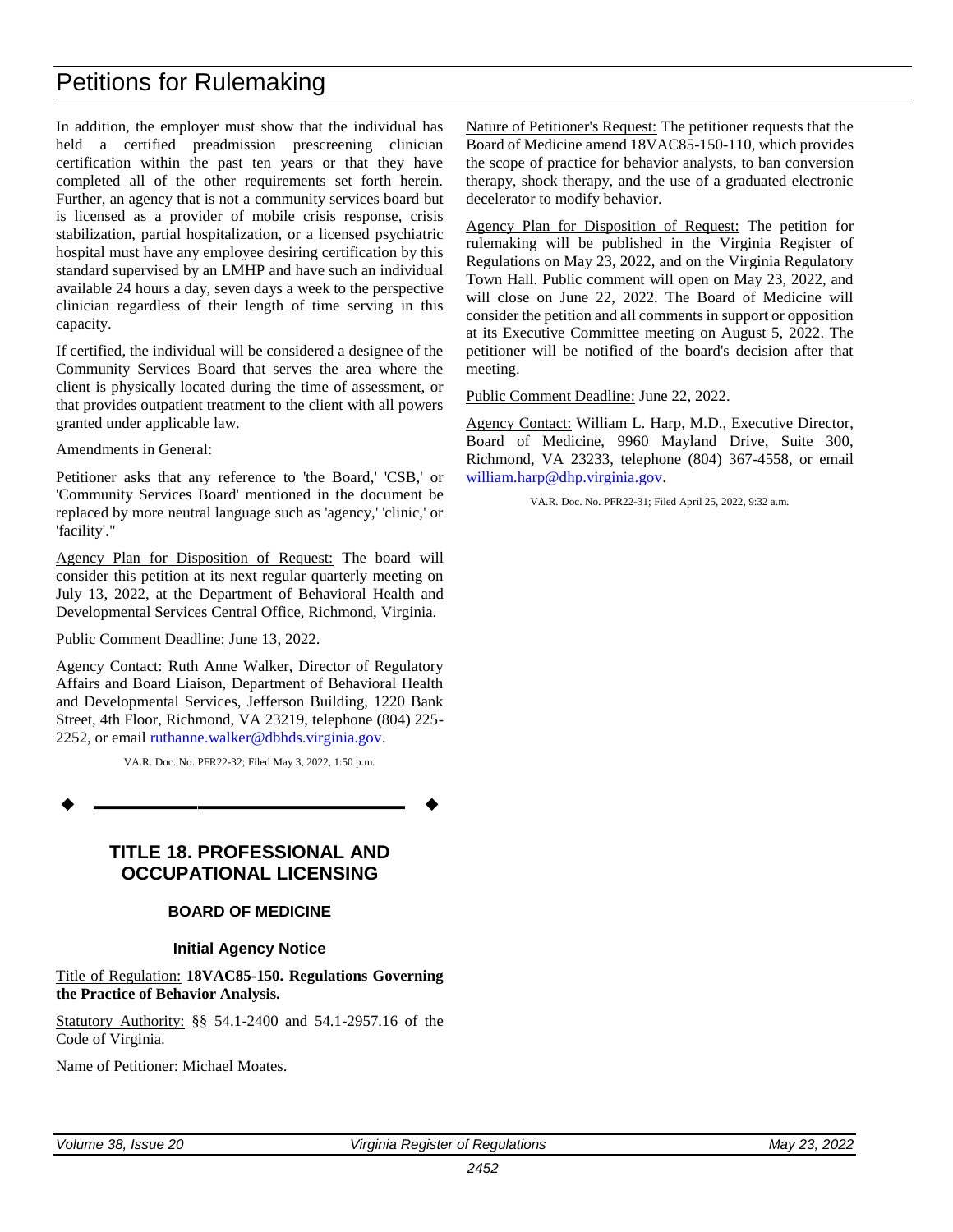# Petitions for Rulemaking

In addition, the employer must show that the individual has held a certified preadmission prescreening clinician certification within the past ten years or that they have completed all of the other requirements set forth herein. Further, an agency that is not a community services board but is licensed as a provider of mobile crisis response, crisis stabilization, partial hospitalization, or a licensed psychiatric hospital must have any employee desiring certification by this standard supervised by an LMHP and have such an individual available 24 hours a day, seven days a week to the perspective clinician regardless of their length of time serving in this capacity.

If certified, the individual will be considered a designee of the Community Services Board that serves the area where the client is physically located during the time of assessment, or that provides outpatient treatment to the client with all powers granted under applicable law.

Amendments in General:

Petitioner asks that any reference to 'the Board,' 'CSB,' or 'Community Services Board' mentioned in the document be replaced by more neutral language such as 'agency,' 'clinic,' or 'facility'."

Agency Plan for Disposition of Request: The board will consider this petition at its next regular quarterly meeting on July 13, 2022, at the Department of Behavioral Health and Developmental Services Central Office, Richmond, Virginia.

Public Comment Deadline: June 13, 2022.

Agency Contact: Ruth Anne Walker, Director of Regulatory Affairs and Board Liaison, Department of Behavioral Health and Developmental Services, Jefferson Building, 1220 Bank Street, 4th Floor, Richmond, VA 23219, telephone (804) 225-2252, or email ruthanne.walker@dbhds.virginia.gov.

VA.R. Doc. No. PFR22-32; Filed May 3, 2022, 1:50 p.m.

---

## TITLE 18. PROFESSIONAL AND OCCUPATIONAL LICENSING

### BOARD OF MEDICINE

#### Initial Agency Notice

Title of Regulation: **18VAC85-150. Regulations Governing the Practice of Behavior Analysis.**

Statutory Authority: §§ 54.1-2400 and 54.1-2957.16 of the Code of Virginia.

Name of Petitioner: Michael Moates.

Nature of Petitioner's Request: The petitioner requests that the Board of Medicine amend 18VAC85-150-110, which provides the scope of practice for behavior analysts, to ban conversion therapy, shock therapy, and the use of a graduated electronic decelerator to modify behavior.

Agency Plan for Disposition of Request: The petition for rulemaking will be published in the Virginia Register of Regulations on May 23, 2022, and on the Virginia Regulatory Town Hall. Public comment will open on May 23, 2022, and will close on June 22, 2022. The Board of Medicine will consider the petition and all comments in support or opposition at its Executive Committee meeting on August 5, 2022. The petitioner will be notified of the board's decision after that meeting.

Public Comment Deadline: June 22, 2022.

Agency Contact: William L. Harp, M.D., Executive Director, Board of Medicine, 9960 Mayland Drive, Suite 300, Richmond, VA 23233, telephone (804) 367-4558, or email william.harp@dhp.virginia.gov.

VA.R. Doc. No. PFR22-31; Filed April 25, 2022, 9:32 a.m.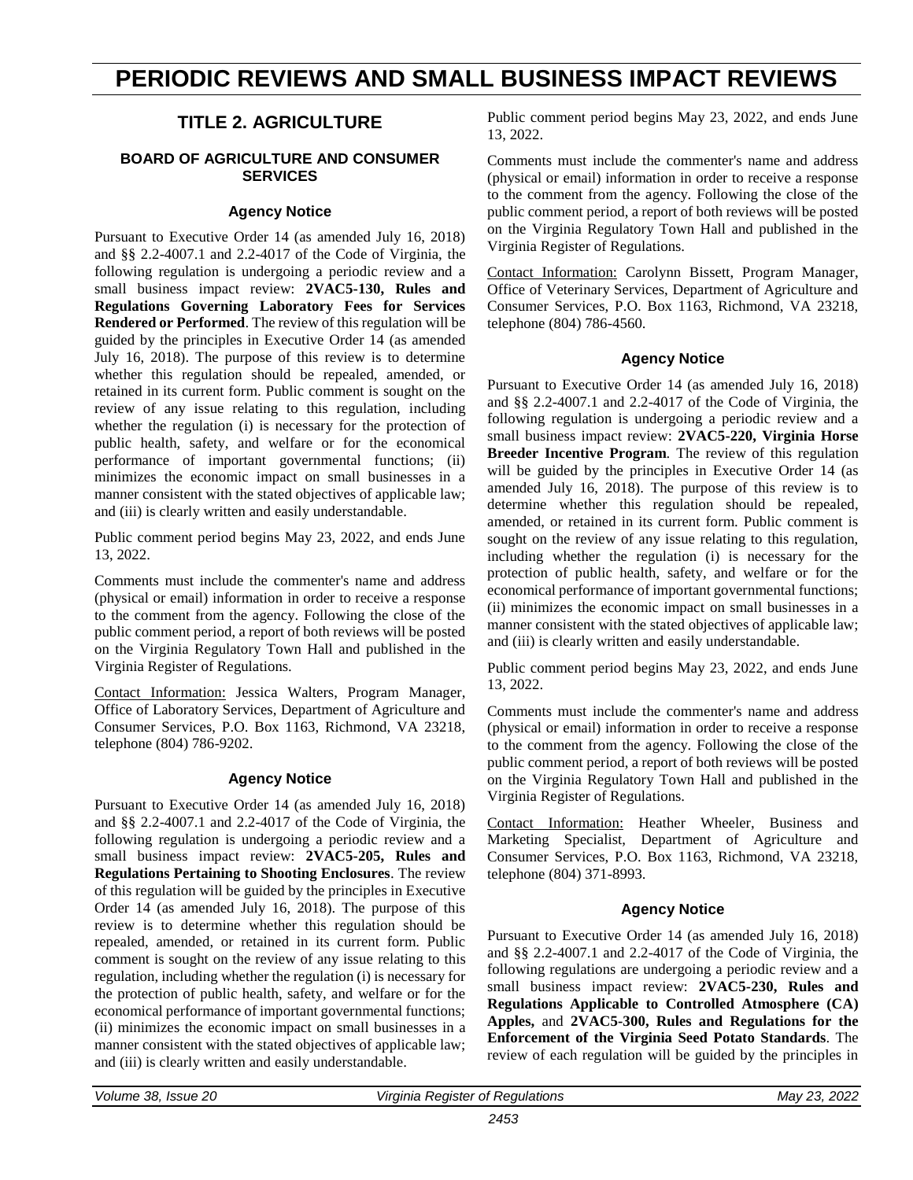# PERIODIC REVIEWS AND SMALL BUSINESS IMPACT REVIEWS

## TITLE 2. AGRICULTURE

### BOARD OF AGRICULTURE AND CONSUMER SERVICES

#### Agency Notice

Pursuant to Executive Order 14 (as amended July 16, 2018) and §§ 2.2-4007.1 and 2.2-4017 of the Code of Virginia, the following regulation is undergoing a periodic review and a small business impact review: **2VAC5-130, Rules and Regulations Governing Laboratory Fees for Services Rendered or Performed**. The review of this regulation will be guided by the principles in Executive Order 14 (as amended July 16, 2018). The purpose of this review is to determine whether this regulation should be repealed, amended, or retained in its current form. Public comment is sought on the review of any issue relating to this regulation, including whether the regulation (i) is necessary for the protection of public health, safety, and welfare or for the economical performance of important governmental functions; (ii) minimizes the economic impact on small businesses in a manner consistent with the stated objectives of applicable law; and (iii) is clearly written and easily understandable.

Public comment period begins May 23, 2022, and ends June 13, 2022.

Comments must include the commenter's name and address (physical or email) information in order to receive a response to the comment from the agency. Following the close of the public comment period, a report of both reviews will be posted on the Virginia Regulatory Town Hall and published in the Virginia Register of Regulations.

Contact Information: Jessica Walters, Program Manager, Office of Laboratory Services, Department of Agriculture and Consumer Services, P.O. Box 1163, Richmond, VA 23218, telephone (804) 786-9202.

#### Agency Notice

Pursuant to Executive Order 14 (as amended July 16, 2018) and §§ 2.2-4007.1 and 2.2-4017 of the Code of Virginia, the following regulation is undergoing a periodic review and a small business impact review: **2VAC5-205, Rules and Regulations Pertaining to Shooting Enclosures**. The review of this regulation will be guided by the principles in Executive Order 14 (as amended July 16, 2018). The purpose of this review is to determine whether this regulation should be repealed, amended, or retained in its current form. Public comment is sought on the review of any issue relating to this regulation, including whether the regulation (i) is necessary for the protection of public health, safety, and welfare or for the economical performance of important governmental functions; (ii) minimizes the economic impact on small businesses in a manner consistent with the stated objectives of applicable law; and (iii) is clearly written and easily understandable.

Public comment period begins May 23, 2022, and ends June 13, 2022.

Comments must include the commenter's name and address (physical or email) information in order to receive a response to the comment from the agency. Following the close of the public comment period, a report of both reviews will be posted on the Virginia Regulatory Town Hall and published in the Virginia Register of Regulations.

Contact Information: Carolynn Bissett, Program Manager, Office of Veterinary Services, Department of Agriculture and Consumer Services, P.O. Box 1163, Richmond, VA 23218, telephone (804) 786-4560.

#### Agency Notice

Pursuant to Executive Order 14 (as amended July 16, 2018) and §§ 2.2-4007.1 and 2.2-4017 of the Code of Virginia, the following regulation is undergoing a periodic review and a small business impact review: **2VAC5-220, Virginia Horse Breeder Incentive Program**. The review of this regulation will be guided by the principles in Executive Order 14 (as amended July 16, 2018). The purpose of this review is to determine whether this regulation should be repealed, amended, or retained in its current form. Public comment is sought on the review of any issue relating to this regulation, including whether the regulation (i) is necessary for the protection of public health, safety, and welfare or for the economical performance of important governmental functions; (ii) minimizes the economic impact on small businesses in a manner consistent with the stated objectives of applicable law; and (iii) is clearly written and easily understandable.

Public comment period begins May 23, 2022, and ends June 13, 2022.

Comments must include the commenter's name and address (physical or email) information in order to receive a response to the comment from the agency. Following the close of the public comment period, a report of both reviews will be posted on the Virginia Regulatory Town Hall and published in the Virginia Register of Regulations.

Contact Information: Heather Wheeler, Business and Marketing Specialist, Department of Agriculture and Consumer Services, P.O. Box 1163, Richmond, VA 23218, telephone (804) 371-8993.

#### Agency Notice

Pursuant to Executive Order 14 (as amended July 16, 2018) and §§ 2.2-4007.1 and 2.2-4017 of the Code of Virginia, the following regulations are undergoing a periodic review and a small business impact review: **2VAC5-230, Rules and Regulations Applicable to Controlled Atmosphere (CA) Apples,** and **2VAC5-300, Rules and Regulations for the Enforcement of the Virginia Seed Potato Standards**. The review of each regulation will be guided by the principles in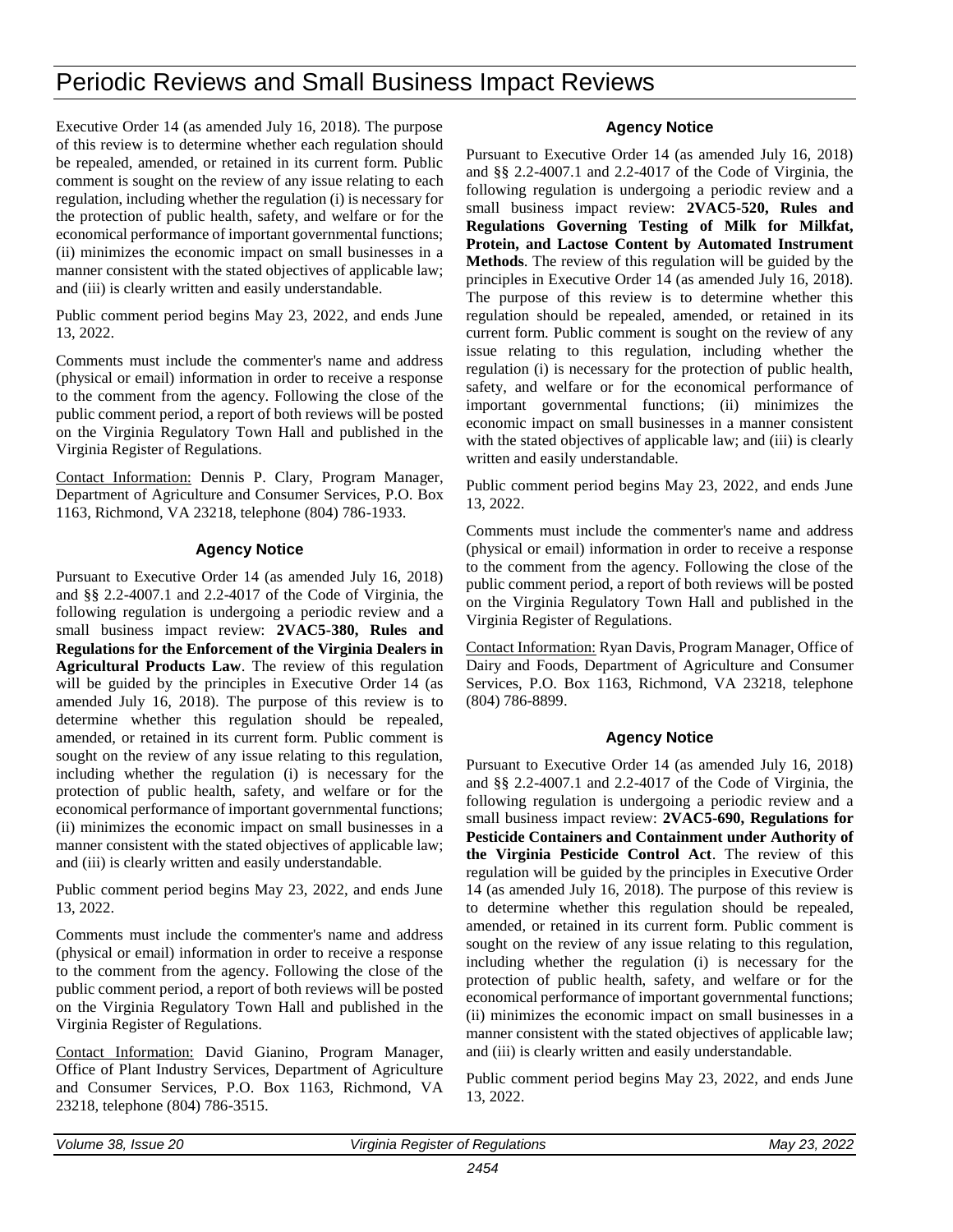# Periodic Reviews and Small Business Impact Reviews

Executive Order 14 (as amended July 16, 2018). The purpose of this review is to determine whether each regulation should be repealed, amended, or retained in its current form. Public comment is sought on the review of any issue relating to each regulation, including whether the regulation (i) is necessary for the protection of public health, safety, and welfare or for the economical performance of important governmental functions; (ii) minimizes the economic impact on small businesses in a manner consistent with the stated objectives of applicable law; and (iii) is clearly written and easily understandable.

Public comment period begins May 23, 2022, and ends June 13, 2022.

Comments must include the commenter's name and address (physical or email) information in order to receive a response to the comment from the agency. Following the close of the public comment period, a report of both reviews will be posted on the Virginia Regulatory Town Hall and published in the Virginia Register of Regulations.

Contact Information: Dennis P. Clary, Program Manager, Department of Agriculture and Consumer Services, P.O. Box 1163, Richmond, VA 23218, telephone (804) 786-1933.

### Agency Notice

Pursuant to Executive Order 14 (as amended July 16, 2018) and §§ 2.2-4007.1 and 2.2-4017 of the Code of Virginia, the following regulation is undergoing a periodic review and a small business impact review: **2VAC5-380, Rules and Regulations for the Enforcement of the Virginia Dealers in Agricultural Products Law**. The review of this regulation will be guided by the principles in Executive Order 14 (as amended July 16, 2018). The purpose of this review is to determine whether this regulation should be repealed, amended, or retained in its current form. Public comment is sought on the review of any issue relating to this regulation, including whether the regulation (i) is necessary for the protection of public health, safety, and welfare or for the economical performance of important governmental functions; (ii) minimizes the economic impact on small businesses in a manner consistent with the stated objectives of applicable law; and (iii) is clearly written and easily understandable.

Public comment period begins May 23, 2022, and ends June 13, 2022.

Comments must include the commenter's name and address (physical or email) information in order to receive a response to the comment from the agency. Following the close of the public comment period, a report of both reviews will be posted on the Virginia Regulatory Town Hall and published in the Virginia Register of Regulations.

Contact Information: David Gianino, Program Manager, Office of Plant Industry Services, Department of Agriculture and Consumer Services, P.O. Box 1163, Richmond, VA 23218, telephone (804) 786-3515.

### Agency Notice

Pursuant to Executive Order 14 (as amended July 16, 2018) and §§ 2.2-4007.1 and 2.2-4017 of the Code of Virginia, the following regulation is undergoing a periodic review and a small business impact review: **2VAC5-520, Rules and Regulations Governing Testing of Milk for Milkfat, Protein, and Lactose Content by Automated Instrument Methods**. The review of this regulation will be guided by the principles in Executive Order 14 (as amended July 16, 2018). The purpose of this review is to determine whether this regulation should be repealed, amended, or retained in its current form. Public comment is sought on the review of any issue relating to this regulation, including whether the regulation (i) is necessary for the protection of public health, safety, and welfare or for the economical performance of important governmental functions; (ii) minimizes the economic impact on small businesses in a manner consistent with the stated objectives of applicable law; and (iii) is clearly written and easily understandable.

Public comment period begins May 23, 2022, and ends June 13, 2022.

Comments must include the commenter's name and address (physical or email) information in order to receive a response to the comment from the agency. Following the close of the public comment period, a report of both reviews will be posted on the Virginia Regulatory Town Hall and published in the Virginia Register of Regulations.

Contact Information: Ryan Davis, Program Manager, Office of Dairy and Foods, Department of Agriculture and Consumer Services, P.O. Box 1163, Richmond, VA 23218, telephone (804) 786-8899.

### Agency Notice

Pursuant to Executive Order 14 (as amended July 16, 2018) and §§ 2.2-4007.1 and 2.2-4017 of the Code of Virginia, the following regulation is undergoing a periodic review and a small business impact review: **2VAC5-690, Regulations for Pesticide Containers and Containment under Authority of the Virginia Pesticide Control Act**. The review of this regulation will be guided by the principles in Executive Order 14 (as amended July 16, 2018). The purpose of this review is to determine whether this regulation should be repealed, amended, or retained in its current form. Public comment is sought on the review of any issue relating to this regulation, including whether the regulation (i) is necessary for the protection of public health, safety, and welfare or for the economical performance of important governmental functions; (ii) minimizes the economic impact on small businesses in a manner consistent with the stated objectives of applicable law; and (iii) is clearly written and easily understandable.

Public comment period begins May 23, 2022, and ends June 13, 2022.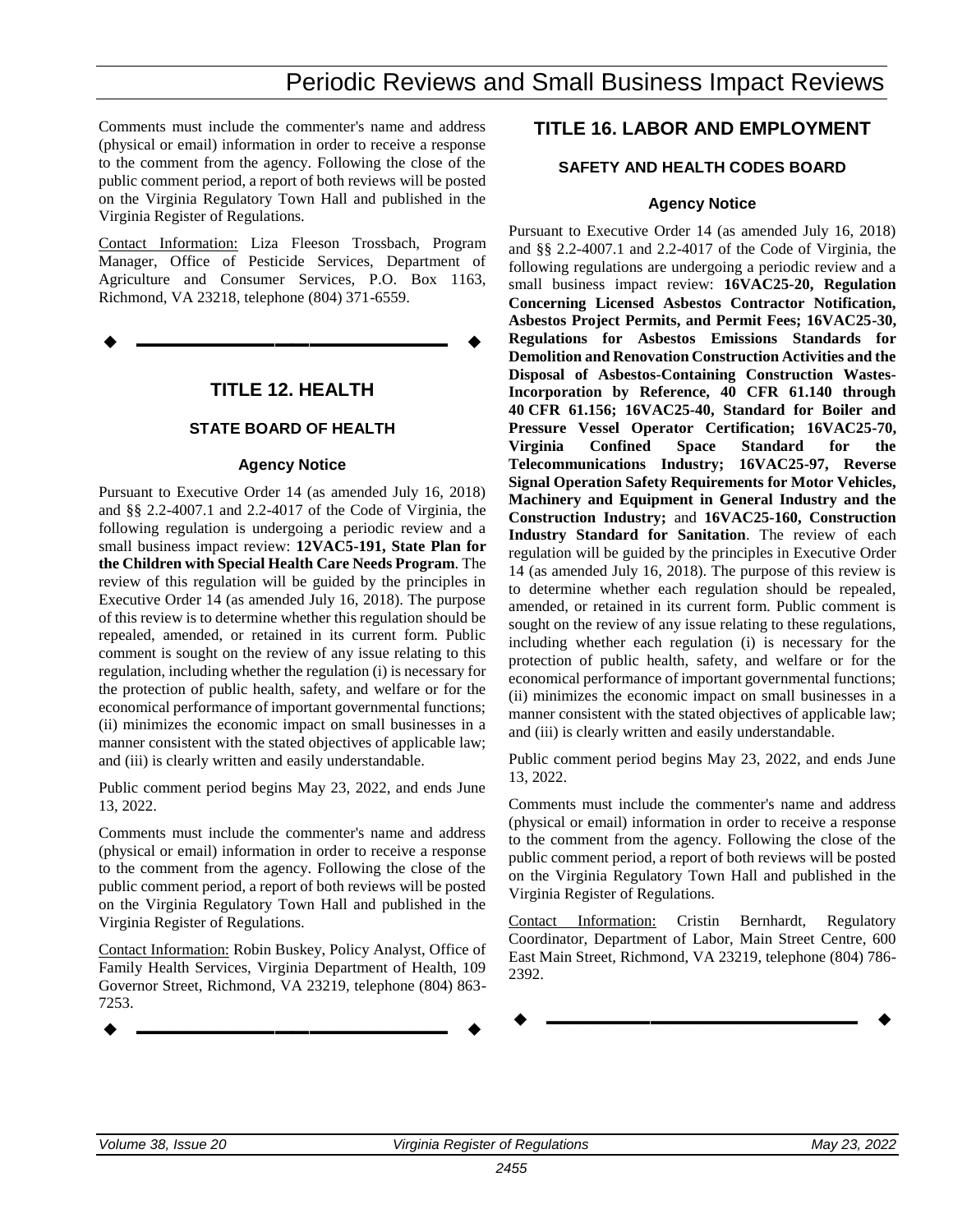Comments must include the commenter's name and address (physical or email) information in order to receive a response to the comment from the agency. Following the close of the public comment period, a report of both reviews will be posted on the Virginia Regulatory Town Hall and published in the Virginia Register of Regulations.

Contact Information: Liza Fleeson Trossbach, Program Manager, Office of Pesticide Services, Department of Agriculture and Consumer Services, P.O. Box 1163, Richmond, VA 23218, telephone (804) 371-6559.

---

# TITLE 12. HEALTH

## STATE BOARD OF HEALTH

### Agency Notice

Pursuant to Executive Order 14 (as amended July 16, 2018) and §§ 2.2-4007.1 and 2.2-4017 of the Code of Virginia, the following regulation is undergoing a periodic review and a small business impact review: **12VAC5-191, State Plan for the Children with Special Health Care Needs Program**. The review of this regulation will be guided by the principles in Executive Order 14 (as amended July 16, 2018). The purpose of this review is to determine whether this regulation should be repealed, amended, or retained in its current form. Public comment is sought on the review of any issue relating to this regulation, including whether the regulation (i) is necessary for the protection of public health, safety, and welfare or for the economical performance of important governmental functions; (ii) minimizes the economic impact on small businesses in a manner consistent with the stated objectives of applicable law; and (iii) is clearly written and easily understandable.

Public comment period begins May 23, 2022, and ends June 13, 2022.

Comments must include the commenter's name and address (physical or email) information in order to receive a response to the comment from the agency. Following the close of the public comment period, a report of both reviews will be posted on the Virginia Regulatory Town Hall and published in the Virginia Register of Regulations.

Contact Information: Robin Buskey, Policy Analyst, Office of Family Health Services, Virginia Department of Health, 109 Governor Street, Richmond, VA 23219, telephone (804) 863-7253.

---

# TITLE 16. LABOR AND EMPLOYMENT

## SAFETY AND HEALTH CODES BOARD

### Agency Notice

Pursuant to Executive Order 14 (as amended July 16, 2018) and §§ 2.2-4007.1 and 2.2-4017 of the Code of Virginia, the following regulations are undergoing a periodic review and a small business impact review: **16VAC25-20, Regulation Concerning Licensed Asbestos Contractor Notification, Asbestos Project Permits, and Permit Fees; 16VAC25-30, Regulations for Asbestos Emissions Standards for Demolition and Renovation Construction Activities and the Disposal of Asbestos-Containing Construction Wastes-Incorporation by Reference, 40 CFR 61.140 through 40 CFR 61.156; 16VAC25-40, Standard for Boiler and Pressure Vessel Operator Certification; 16VAC25-70, Virginia Confined Space Standard for the Telecommunications Industry; 16VAC25-97, Reverse Signal Operation Safety Requirements for Motor Vehicles, Machinery and Equipment in General Industry and the Construction Industry;** and **16VAC25-160, Construction Industry Standard for Sanitation**. The review of each regulation will be guided by the principles in Executive Order 14 (as amended July 16, 2018). The purpose of this review is to determine whether each regulation should be repealed, amended, or retained in its current form. Public comment is sought on the review of any issue relating to these regulations, including whether each regulation (i) is necessary for the protection of public health, safety, and welfare or for the economical performance of important governmental functions; (ii) minimizes the economic impact on small businesses in a manner consistent with the stated objectives of applicable law; and (iii) is clearly written and easily understandable.

Public comment period begins May 23, 2022, and ends June 13, 2022.

Comments must include the commenter's name and address (physical or email) information in order to receive a response to the comment from the agency. Following the close of the public comment period, a report of both reviews will be posted on the Virginia Regulatory Town Hall and published in the Virginia Register of Regulations.

Contact Information: Cristin Bernhardt, Regulatory Coordinator, Department of Labor, Main Street Centre, 600 East Main Street, Richmond, VA 23219, telephone (804) 786-2392.

---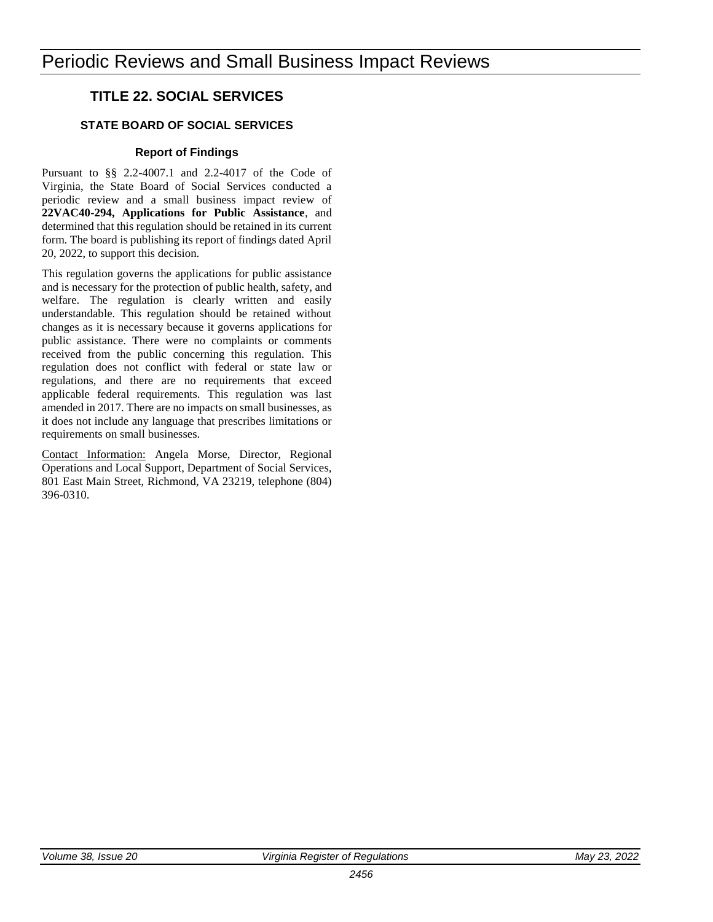# Periodic Reviews and Small Business Impact Reviews

## TITLE 22. SOCIAL SERVICES

### STATE BOARD OF SOCIAL SERVICES

#### Report of Findings

Pursuant to §§ 2.2-4007.1 and 2.2-4017 of the Code of Virginia, the State Board of Social Services conducted a periodic review and a small business impact review of **22VAC40-294, Applications for Public Assistance**, and determined that this regulation should be retained in its current form. The board is publishing its report of findings dated April 20, 2022, to support this decision.

This regulation governs the applications for public assistance and is necessary for the protection of public health, safety, and welfare. The regulation is clearly written and easily understandable. This regulation should be retained without changes as it is necessary because it governs applications for public assistance. There were no complaints or comments received from the public concerning this regulation. This regulation does not conflict with federal or state law or regulations, and there are no requirements that exceed applicable federal requirements. This regulation was last amended in 2017. There are no impacts on small businesses, as it does not include any language that prescribes limitations or requirements on small businesses.

Contact Information: Angela Morse, Director, Regional Operations and Local Support, Department of Social Services, 801 East Main Street, Richmond, VA 23219, telephone (804) 396-0310.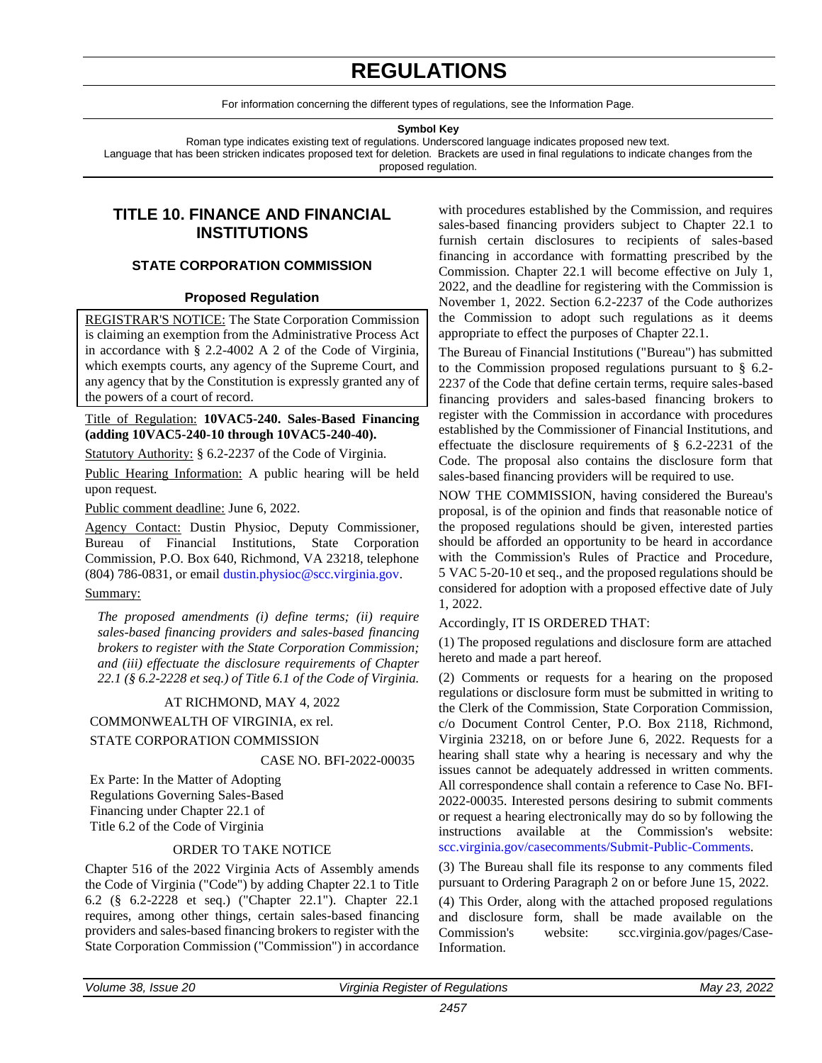# REGULATIONS

For information concerning the different types of regulations, see the Information Page.

**Symbol Key**

Roman type indicates existing text of regulations. Underscored language indicates proposed new text.
Language that has been stricken indicates proposed text for deletion. Brackets are used in final regulations to indicate changes from the proposed regulation.

## TITLE 10. FINANCE AND FINANCIAL INSTITUTIONS

### STATE CORPORATION COMMISSION

#### Proposed Regulation

REGISTRAR'S NOTICE: The State Corporation Commission is claiming an exemption from the Administrative Process Act in accordance with § 2.2-4002 A 2 of the Code of Virginia, which exempts courts, any agency of the Supreme Court, and any agency that by the Constitution is expressly granted any of the powers of a court of record.

Title of Regulation: **10VAC5-240. Sales-Based Financing (adding 10VAC5-240-10 through 10VAC5-240-40).**

Statutory Authority: § 6.2-2237 of the Code of Virginia.

Public Hearing Information: A public hearing will be held upon request.

Public comment deadline: June 6, 2022.

Agency Contact: Dustin Physioc, Deputy Commissioner, Bureau of Financial Institutions, State Corporation Commission, P.O. Box 640, Richmond, VA 23218, telephone (804) 786-0831, or email dustin.physioc@scc.virginia.gov.

Summary:

*The proposed amendments (i) define terms; (ii) require sales-based financing providers and sales-based financing brokers to register with the State Corporation Commission; and (iii) effectuate the disclosure requirements of Chapter 22.1 (§ 6.2-2228 et seq.) of Title 6.1 of the Code of Virginia.*

AT RICHMOND, MAY 4, 2022

COMMONWEALTH OF VIRGINIA, ex rel.

STATE CORPORATION COMMISSION

CASE NO. BFI-2022-00035

Ex Parte: In the Matter of Adopting
Regulations Governing Sales-Based
Financing under Chapter 22.1 of
Title 6.2 of the Code of Virginia

ORDER TO TAKE NOTICE

Chapter 516 of the 2022 Virginia Acts of Assembly amends the Code of Virginia ("Code") by adding Chapter 22.1 to Title 6.2 (§ 6.2-2228 et seq.) ("Chapter 22.1"). Chapter 22.1 requires, among other things, certain sales-based financing providers and sales-based financing brokers to register with the State Corporation Commission ("Commission") in accordance with procedures established by the Commission, and requires sales-based financing providers subject to Chapter 22.1 to furnish certain disclosures to recipients of sales-based financing in accordance with formatting prescribed by the Commission. Chapter 22.1 will become effective on July 1, 2022, and the deadline for registering with the Commission is November 1, 2022. Section 6.2-2237 of the Code authorizes the Commission to adopt such regulations as it deems appropriate to effect the purposes of Chapter 22.1.

The Bureau of Financial Institutions ("Bureau") has submitted to the Commission proposed regulations pursuant to § 6.2-2237 of the Code that define certain terms, require sales-based financing providers and sales-based financing brokers to register with the Commission in accordance with procedures established by the Commissioner of Financial Institutions, and effectuate the disclosure requirements of § 6.2-2231 of the Code. The proposal also contains the disclosure form that sales-based financing providers will be required to use.

NOW THE COMMISSION, having considered the Bureau's proposal, is of the opinion and finds that reasonable notice of the proposed regulations should be given, interested parties should be afforded an opportunity to be heard in accordance with the Commission's Rules of Practice and Procedure, 5 VAC 5-20-10 et seq., and the proposed regulations should be considered for adoption with a proposed effective date of July 1, 2022.

Accordingly, IT IS ORDERED THAT:

(1) The proposed regulations and disclosure form are attached hereto and made a part hereof.

(2) Comments or requests for a hearing on the proposed regulations or disclosure form must be submitted in writing to the Clerk of the Commission, State Corporation Commission, c/o Document Control Center, P.O. Box 2118, Richmond, Virginia 23218, on or before June 6, 2022. Requests for a hearing shall state why a hearing is necessary and why the issues cannot be adequately addressed in written comments. All correspondence shall contain a reference to Case No. BFI-2022-00035. Interested persons desiring to submit comments or request a hearing electronically may do so by following the instructions available at the Commission's website: scc.virginia.gov/casecomments/Submit-Public-Comments.

(3) The Bureau shall file its response to any comments filed pursuant to Ordering Paragraph 2 on or before June 15, 2022.

(4) This Order, along with the attached proposed regulations and disclosure form, shall be made available on the Commission's website: scc.virginia.gov/pages/Case-Information.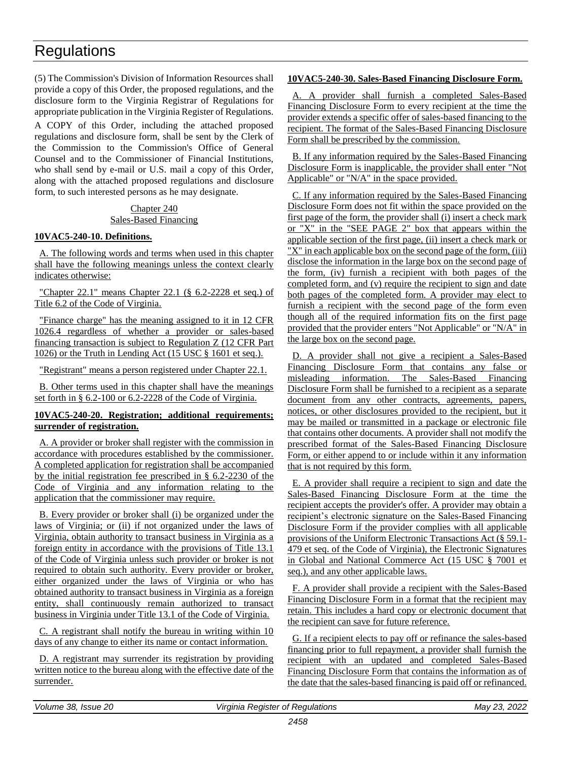# Regulations

(5) The Commission's Division of Information Resources shall provide a copy of this Order, the proposed regulations, and the disclosure form to the Virginia Registrar of Regulations for appropriate publication in the Virginia Register of Regulations.

A COPY of this Order, including the attached proposed regulations and disclosure form, shall be sent by the Clerk of the Commission to the Commission's Office of General Counsel and to the Commissioner of Financial Institutions, who shall send by e-mail or U.S. mail a copy of this Order, along with the attached proposed regulations and disclosure form, to such interested persons as he may designate.

Chapter 240
Sales-Based Financing

**10VAC5-240-10. Definitions.**

A. The following words and terms when used in this chapter shall have the following meanings unless the context clearly indicates otherwise:

"Chapter 22.1" means Chapter 22.1 (§ 6.2-2228 et seq.) of Title 6.2 of the Code of Virginia.

"Finance charge" has the meaning assigned to it in 12 CFR 1026.4 regardless of whether a provider or sales-based financing transaction is subject to Regulation Z (12 CFR Part 1026) or the Truth in Lending Act (15 USC § 1601 et seq.).

"Registrant" means a person registered under Chapter 22.1.

B. Other terms used in this chapter shall have the meanings set forth in § 6.2-100 or 6.2-2228 of the Code of Virginia.

**10VAC5-240-20. Registration; additional requirements; surrender of registration.**

A. A provider or broker shall register with the commission in accordance with procedures established by the commissioner. A completed application for registration shall be accompanied by the initial registration fee prescribed in § 6.2-2230 of the Code of Virginia and any information relating to the application that the commissioner may require.

B. Every provider or broker shall (i) be organized under the laws of Virginia; or (ii) if not organized under the laws of Virginia, obtain authority to transact business in Virginia as a foreign entity in accordance with the provisions of Title 13.1 of the Code of Virginia unless such provider or broker is not required to obtain such authority. Every provider or broker, either organized under the laws of Virginia or who has obtained authority to transact business in Virginia as a foreign entity, shall continuously remain authorized to transact business in Virginia under Title 13.1 of the Code of Virginia.

C. A registrant shall notify the bureau in writing within 10 days of any change to either its name or contact information.

D. A registrant may surrender its registration by providing written notice to the bureau along with the effective date of the surrender.

**10VAC5-240-30. Sales-Based Financing Disclosure Form.**

A. A provider shall furnish a completed Sales-Based Financing Disclosure Form to every recipient at the time the provider extends a specific offer of sales-based financing to the recipient. The format of the Sales-Based Financing Disclosure Form shall be prescribed by the commission.

B. If any information required by the Sales-Based Financing Disclosure Form is inapplicable, the provider shall enter "Not Applicable" or "N/A" in the space provided.

C. If any information required by the Sales-Based Financing Disclosure Form does not fit within the space provided on the first page of the form, the provider shall (i) insert a check mark or "X" in the "SEE PAGE 2" box that appears within the applicable section of the first page, (ii) insert a check mark or "X" in each applicable box on the second page of the form, (iii) disclose the information in the large box on the second page of the form, (iv) furnish a recipient with both pages of the completed form, and (v) require the recipient to sign and date both pages of the completed form. A provider may elect to furnish a recipient with the second page of the form even though all of the required information fits on the first page provided that the provider enters "Not Applicable" or "N/A" in the large box on the second page.

D. A provider shall not give a recipient a Sales-Based Financing Disclosure Form that contains any false or misleading information. The Sales-Based Financing Disclosure Form shall be furnished to a recipient as a separate document from any other contracts, agreements, papers, notices, or other disclosures provided to the recipient, but it may be mailed or transmitted in a package or electronic file that contains other documents. A provider shall not modify the prescribed format of the Sales-Based Financing Disclosure Form, or either append to or include within it any information that is not required by this form.

E. A provider shall require a recipient to sign and date the Sales-Based Financing Disclosure Form at the time the recipient accepts the provider's offer. A provider may obtain a recipient's electronic signature on the Sales-Based Financing Disclosure Form if the provider complies with all applicable provisions of the Uniform Electronic Transactions Act (§ 59.1-479 et seq. of the Code of Virginia), the Electronic Signatures in Global and National Commerce Act (15 USC § 7001 et seq.), and any other applicable laws.

F. A provider shall provide a recipient with the Sales-Based Financing Disclosure Form in a format that the recipient may retain. This includes a hard copy or electronic document that the recipient can save for future reference.

G. If a recipient elects to pay off or refinance the sales-based financing prior to full repayment, a provider shall furnish the recipient with an updated and completed Sales-Based Financing Disclosure Form that contains the information as of the date that the sales-based financing is paid off or refinanced.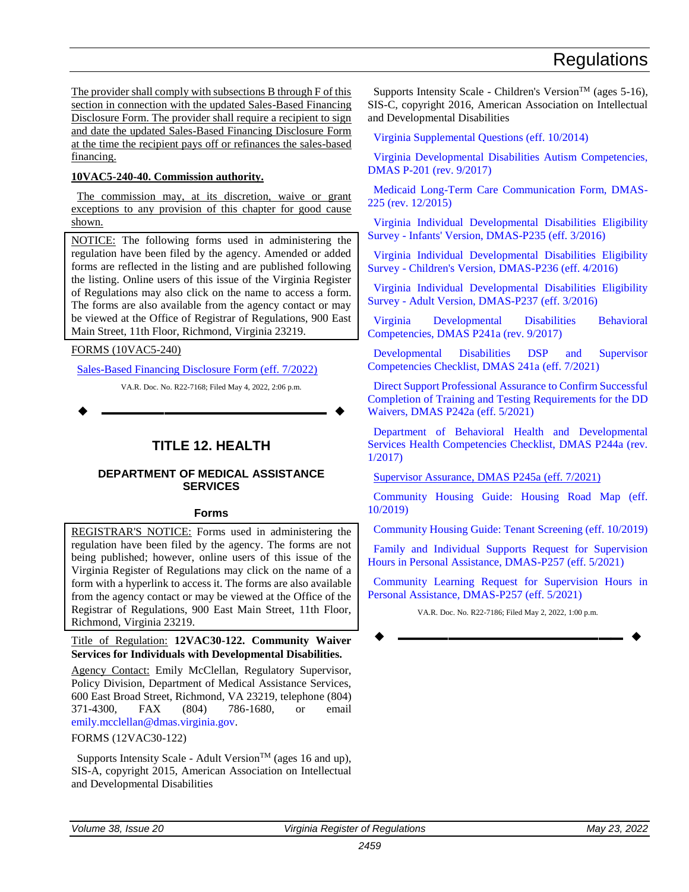The provider shall comply with subsections B through F of this section in connection with the updated Sales-Based Financing Disclosure Form. The provider shall require a recipient to sign and date the updated Sales-Based Financing Disclosure Form at the time the recipient pays off or refinances the sales-based financing.

**10VAC5-240-40. Commission authority.**

The commission may, at its discretion, waive or grant exceptions to any provision of this chapter for good cause shown.

NOTICE: The following forms used in administering the regulation have been filed by the agency. Amended or added forms are reflected in the listing and are published following the listing. Online users of this issue of the Virginia Register of Regulations may also click on the name to access a form. The forms are also available from the agency contact or may be viewed at the Office of Registrar of Regulations, 900 East Main Street, 11th Floor, Richmond, Virginia 23219.

FORMS (10VAC5-240)

Sales-Based Financing Disclosure Form (eff. 7/2022)

VA.R. Doc. No. R22-7168; Filed May 4, 2022, 2:06 p.m.

# TITLE 12. HEALTH

## DEPARTMENT OF MEDICAL ASSISTANCE SERVICES

### Forms

REGISTRAR'S NOTICE: Forms used in administering the regulation have been filed by the agency. The forms are not being published; however, online users of this issue of the Virginia Register of Regulations may click on the name of a form with a hyperlink to access it. The forms are also available from the agency contact or may be viewed at the Office of the Registrar of Regulations, 900 East Main Street, 11th Floor, Richmond, Virginia 23219.

Title of Regulation: **12VAC30-122. Community Waiver Services for Individuals with Developmental Disabilities.**

Agency Contact: Emily McClellan, Regulatory Supervisor, Policy Division, Department of Medical Assistance Services, 600 East Broad Street, Richmond, VA 23219, telephone (804) 371-4300, FAX (804) 786-1680, or email emily.mcclellan@dmas.virginia.gov.

FORMS (12VAC30-122)

Supports Intensity Scale - Adult Version™ (ages 16 and up), SIS-A, copyright 2015, American Association on Intellectual and Developmental Disabilities

Supports Intensity Scale - Children's Version™ (ages 5-16), SIS-C, copyright 2016, American Association on Intellectual and Developmental Disabilities

Virginia Supplemental Questions (eff. 10/2014)

Virginia Developmental Disabilities Autism Competencies, DMAS P-201 (rev. 9/2017)

Medicaid Long-Term Care Communication Form, DMAS-225 (rev. 12/2015)

Virginia Individual Developmental Disabilities Eligibility Survey - Infants' Version, DMAS-P235 (eff. 3/2016)

Virginia Individual Developmental Disabilities Eligibility Survey - Children's Version, DMAS-P236 (eff. 4/2016)

Virginia Individual Developmental Disabilities Eligibility Survey - Adult Version, DMAS-P237 (eff. 3/2016)

Virginia Developmental Disabilities Behavioral Competencies, DMAS P241a (rev. 9/2017)

Developmental Disabilities DSP and Supervisor Competencies Checklist, DMAS 241a (eff. 7/2021)

Direct Support Professional Assurance to Confirm Successful Completion of Training and Testing Requirements for the DD Waivers, DMAS P242a (eff. 5/2021)

Department of Behavioral Health and Developmental Services Health Competencies Checklist, DMAS P244a (rev. 1/2017)

Supervisor Assurance, DMAS P245a (eff. 7/2021)

Community Housing Guide: Housing Road Map (eff. 10/2019)

Community Housing Guide: Tenant Screening (eff. 10/2019)

Family and Individual Supports Request for Supervision Hours in Personal Assistance, DMAS-P257 (eff. 5/2021)

Community Learning Request for Supervision Hours in Personal Assistance, DMAS-P257 (eff. 5/2021)

VA.R. Doc. No. R22-7186; Filed May 2, 2022, 1:00 p.m.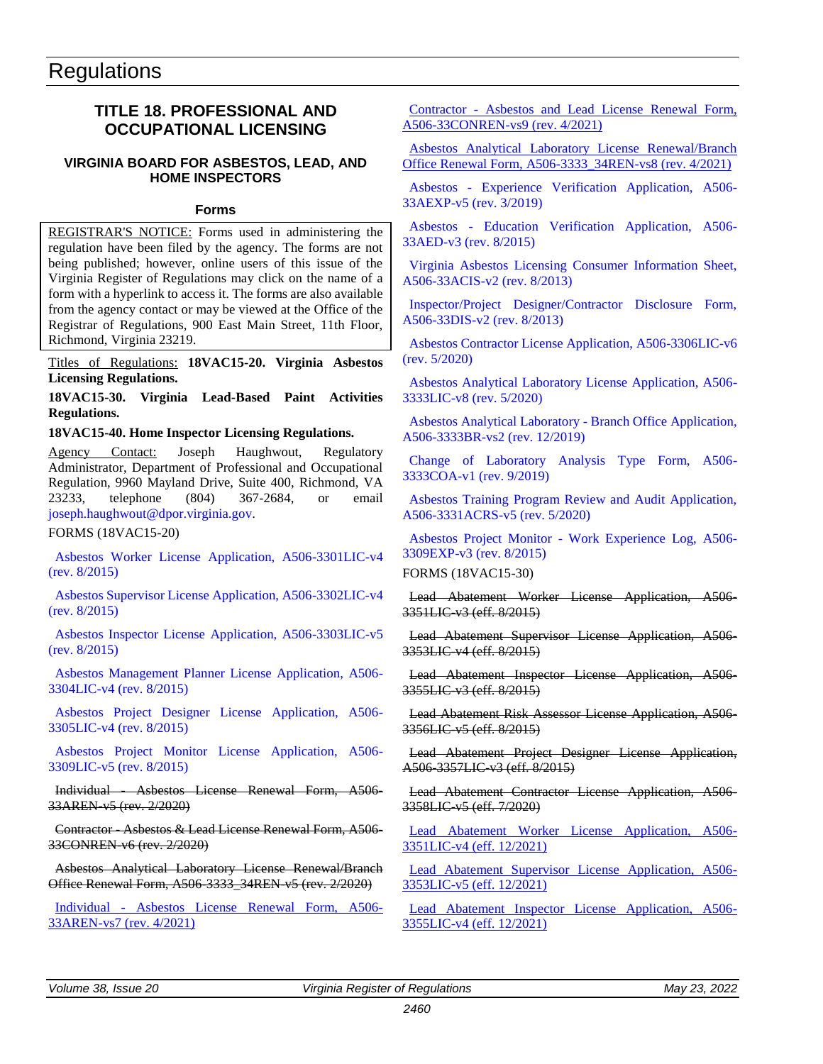# Regulations

## TITLE 18. PROFESSIONAL AND OCCUPATIONAL LICENSING

### VIRGINIA BOARD FOR ASBESTOS, LEAD, AND HOME INSPECTORS

#### Forms

REGISTRAR'S NOTICE: Forms used in administering the regulation have been filed by the agency. The forms are not being published; however, online users of this issue of the Virginia Register of Regulations may click on the name of a form with a hyperlink to access it. The forms are also available from the agency contact or may be viewed at the Office of the Registrar of Regulations, 900 East Main Street, 11th Floor, Richmond, Virginia 23219.

Titles of Regulations: **18VAC15-20. Virginia Asbestos Licensing Regulations.**

**18VAC15-30. Virginia Lead-Based Paint Activities Regulations.**

**18VAC15-40. Home Inspector Licensing Regulations.**

Agency Contact: Joseph Haughwout, Regulatory Administrator, Department of Professional and Occupational Regulation, 9960 Mayland Drive, Suite 400, Richmond, VA 23233, telephone (804) 367-2684, or email joseph.haughwout@dpor.virginia.gov.

FORMS (18VAC15-20)

Asbestos Worker License Application, A506-3301LIC-v4 (rev. 8/2015)

Asbestos Supervisor License Application, A506-3302LIC-v4 (rev. 8/2015)

Asbestos Inspector License Application, A506-3303LIC-v5 (rev. 8/2015)

Asbestos Management Planner License Application, A506-3304LIC-v4 (rev. 8/2015)

Asbestos Project Designer License Application, A506-3305LIC-v4 (rev. 8/2015)

Asbestos Project Monitor License Application, A506-3309LIC-v5 (rev. 8/2015)

~~Individual - Asbestos License Renewal Form, A506-33AREN-v5 (rev. 2/2020)~~

~~Contractor - Asbestos & Lead License Renewal Form, A506-33CONREN-v6 (rev. 2/2020)~~

~~Asbestos Analytical Laboratory License Renewal/Branch Office Renewal Form, A506-3333_34REN-v5 (rev. 2/2020)~~

Individual - Asbestos License Renewal Form, A506-33AREN-vs7 (rev. 4/2021)

Contractor - Asbestos and Lead License Renewal Form, A506-33CONREN-vs9 (rev. 4/2021)

Asbestos Analytical Laboratory License Renewal/Branch Office Renewal Form, A506-3333_34REN-vs8 (rev. 4/2021)

Asbestos - Experience Verification Application, A506-33AEXP-v5 (rev. 3/2019)

Asbestos - Education Verification Application, A506-33AED-v3 (rev. 8/2015)

Virginia Asbestos Licensing Consumer Information Sheet, A506-33ACIS-v2 (rev. 8/2013)

Inspector/Project Designer/Contractor Disclosure Form, A506-33DIS-v2 (rev. 8/2013)

Asbestos Contractor License Application, A506-3306LIC-v6 (rev. 5/2020)

Asbestos Analytical Laboratory License Application, A506-3333LIC-v8 (rev. 5/2020)

Asbestos Analytical Laboratory - Branch Office Application, A506-3333BR-vs2 (rev. 12/2019)

Change of Laboratory Analysis Type Form, A506-3333COA-v1 (rev. 9/2019)

Asbestos Training Program Review and Audit Application, A506-3331ACRS-v5 (rev. 5/2020)

Asbestos Project Monitor - Work Experience Log, A506-3309EXP-v3 (rev. 8/2015)

FORMS (18VAC15-30)

~~Lead Abatement Worker License Application, A506-3351LIC-v3 (eff. 8/2015)~~

~~Lead Abatement Supervisor License Application, A506-3353LIC-v4 (eff. 8/2015)~~

~~Lead Abatement Inspector License Application, A506-3355LIC-v3 (eff. 8/2015)~~

~~Lead Abatement Risk Assessor License Application, A506-3356LIC-v5 (eff. 8/2015)~~

~~Lead Abatement Project Designer License Application, A506-3357LIC-v3 (eff. 8/2015)~~

~~Lead Abatement Contractor License Application, A506-3358LIC-v5 (eff. 7/2020)~~

Lead Abatement Worker License Application, A506-3351LIC-v4 (eff. 12/2021)

Lead Abatement Supervisor License Application, A506-3353LIC-v5 (eff. 12/2021)

Lead Abatement Inspector License Application, A506-3355LIC-v4 (eff. 12/2021)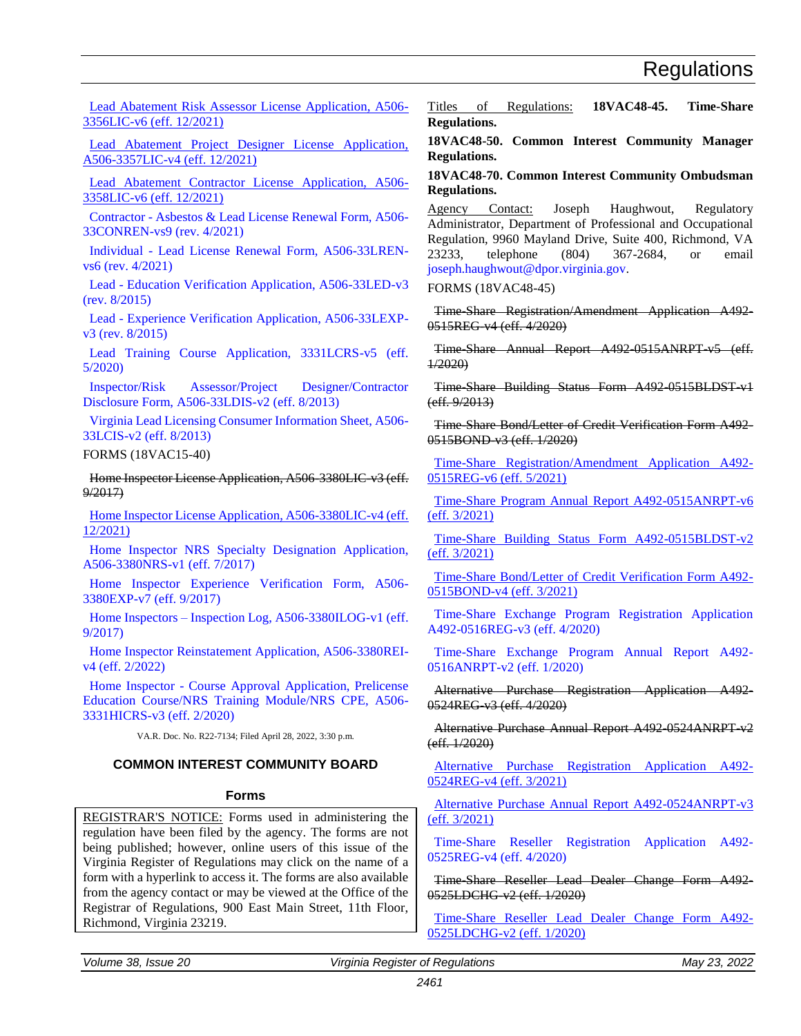Lead Abatement Risk Assessor License Application, A506-3356LIC-v6 (eff. 12/2021)

Lead Abatement Project Designer License Application, A506-3357LIC-v4 (eff. 12/2021)

Lead Abatement Contractor License Application, A506-3358LIC-v6 (eff. 12/2021)

Contractor - Asbestos & Lead License Renewal Form, A506-33CONREN-vs9 (rev. 4/2021)

Individual - Lead License Renewal Form, A506-33LREN-vs6 (rev. 4/2021)

Lead - Education Verification Application, A506-33LED-v3 (rev. 8/2015)

Lead - Experience Verification Application, A506-33LEXP-v3 (rev. 8/2015)

Lead Training Course Application, 3331LCRS-v5 (eff. 5/2020)

Inspector/Risk Assessor/Project Designer/Contractor Disclosure Form, A506-33LDIS-v2 (eff. 8/2013)

Virginia Lead Licensing Consumer Information Sheet, A506-33LCIS-v2 (eff. 8/2013)

FORMS (18VAC15-40)

~~Home Inspector License Application, A506-3380LIC-v3 (eff. 9/2017)~~

Home Inspector License Application, A506-3380LIC-v4 (eff. 12/2021)

Home Inspector NRS Specialty Designation Application, A506-3380NRS-v1 (eff. 7/2017)

Home Inspector Experience Verification Form, A506-3380EXP-v7 (eff. 9/2017)

Home Inspectors – Inspection Log, A506-3380ILOG-v1 (eff. 9/2017)

Home Inspector Reinstatement Application, A506-3380REI-v4 (eff. 2/2022)

Home Inspector - Course Approval Application, Prelicense Education Course/NRS Training Module/NRS CPE, A506-3331HICRS-v3 (eff. 2/2020)

VA.R. Doc. No. R22-7134; Filed April 28, 2022, 3:30 p.m.

## COMMON INTEREST COMMUNITY BOARD

### Forms

REGISTRAR'S NOTICE: Forms used in administering the regulation have been filed by the agency. The forms are not being published; however, online users of this issue of the Virginia Register of Regulations may click on the name of a form with a hyperlink to access it. The forms are also available from the agency contact or may be viewed at the Office of the Registrar of Regulations, 900 East Main Street, 11th Floor, Richmond, Virginia 23219.

Titles of Regulations: **18VAC48-45. Time-Share Regulations.**

**18VAC48-50. Common Interest Community Manager Regulations.**

**18VAC48-70. Common Interest Community Ombudsman Regulations.**

Agency Contact: Joseph Haughwout, Regulatory Administrator, Department of Professional and Occupational Regulation, 9960 Mayland Drive, Suite 400, Richmond, VA 23233, telephone (804) 367-2684, or email joseph.haughwout@dpor.virginia.gov.

FORMS (18VAC48-45)

~~Time-Share Registration/Amendment Application A492-0515REG-v4 (eff. 4/2020)~~

~~Time-Share Annual Report A492-0515ANRPT-v5 (eff. 1/2020)~~

~~Time-Share Building Status Form A492-0515BLDST-v1 (eff. 9/2013)~~

~~Time-Share Bond/Letter of Credit Verification Form A492-0515BOND-v3 (eff. 1/2020)~~

Time-Share Registration/Amendment Application A492-0515REG-v6 (eff. 5/2021)

Time-Share Program Annual Report A492-0515ANRPT-v6 (eff. 3/2021)

Time-Share Building Status Form A492-0515BLDST-v2 (eff. 3/2021)

Time-Share Bond/Letter of Credit Verification Form A492-0515BOND-v4 (eff. 3/2021)

Time-Share Exchange Program Registration Application A492-0516REG-v3 (eff. 4/2020)

Time-Share Exchange Program Annual Report A492-0516ANRPT-v2 (eff. 1/2020)

~~Alternative Purchase Registration Application A492-0524REG-v3 (eff. 4/2020)~~

~~Alternative Purchase Annual Report A492-0524ANRPT-v2 (eff. 1/2020)~~

Alternative Purchase Registration Application A492-0524REG-v4 (eff. 3/2021)

Alternative Purchase Annual Report A492-0524ANRPT-v3 (eff. 3/2021)

Time-Share Reseller Registration Application A492-0525REG-v4 (eff. 4/2020)

~~Time-Share Reseller Lead Dealer Change Form A492-0525LDCHG-v2 (eff. 1/2020)~~

Time-Share Reseller Lead Dealer Change Form A492-0525LDCHG-v2 (eff. 1/2020)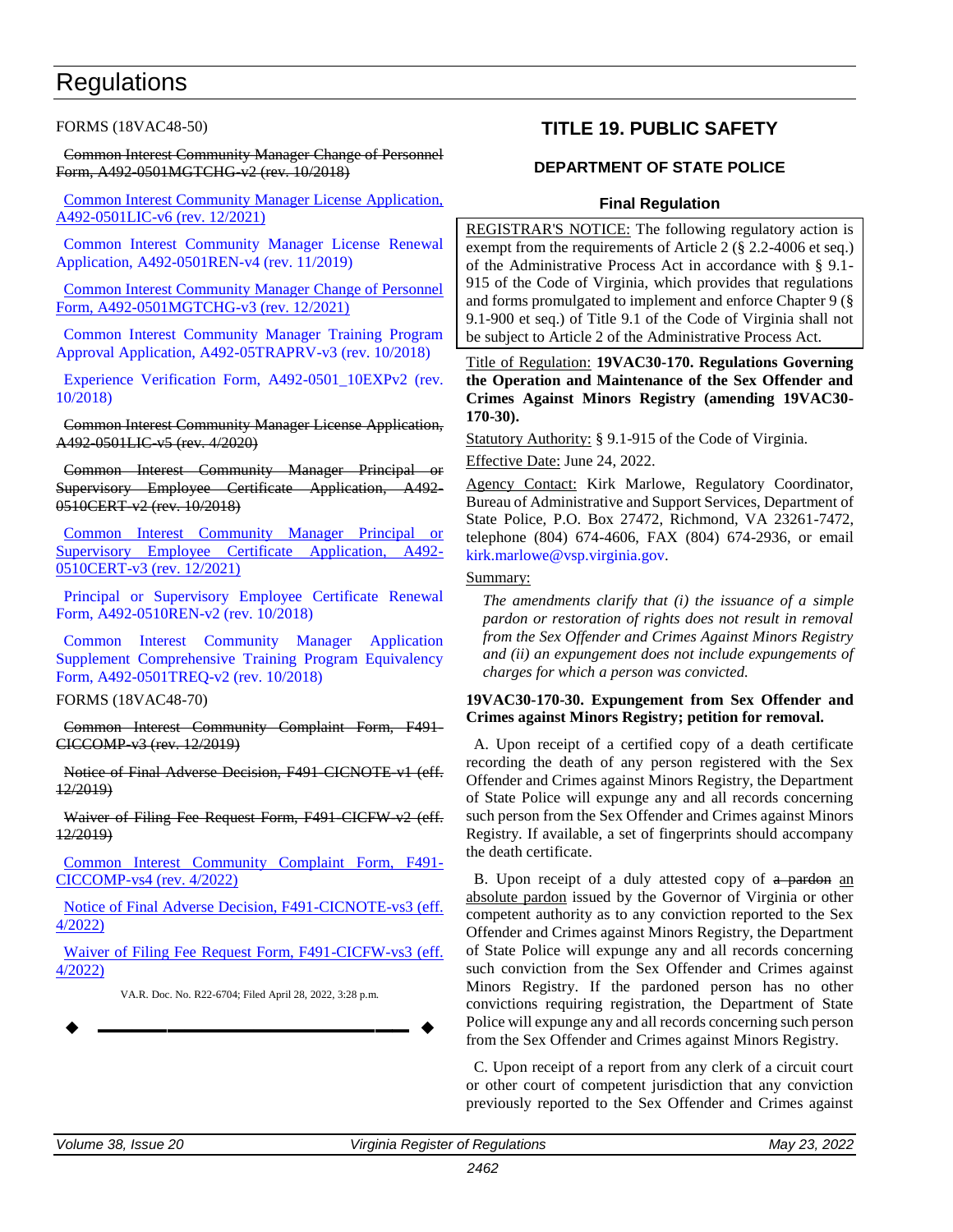FORMS (18VAC48-50)

~~Common Interest Community Manager Change of Personnel Form, A492-0501MGTCHG-v2 (rev. 10/2018)~~

Common Interest Community Manager License Application, A492-0501LIC-v6 (rev. 12/2021)

Common Interest Community Manager License Renewal Application, A492-0501REN-v4 (rev. 11/2019)

Common Interest Community Manager Change of Personnel Form, A492-0501MGTCHG-v3 (rev. 12/2021)

Common Interest Community Manager Training Program Approval Application, A492-05TRAPRV-v3 (rev. 10/2018)

Experience Verification Form, A492-0501_10EXPv2 (rev. 10/2018)

~~Common Interest Community Manager License Application, A492-0501LIC-v5 (rev. 4/2020)~~

~~Common Interest Community Manager Principal or Supervisory Employee Certificate Application, A492-0510CERT-v2 (rev. 10/2018)~~

Common Interest Community Manager Principal or Supervisory Employee Certificate Application, A492-0510CERT-v3 (rev. 12/2021)

Principal or Supervisory Employee Certificate Renewal Form, A492-0510REN-v2 (rev. 10/2018)

Common Interest Community Manager Application Supplement Comprehensive Training Program Equivalency Form, A492-0501TREQ-v2 (rev. 10/2018)

FORMS (18VAC48-70)

~~Common Interest Community Complaint Form, F491-CICCOMP-v3 (rev. 12/2019)~~

~~Notice of Final Adverse Decision, F491-CICNOTE-v1 (eff. 12/2019)~~

~~Waiver of Filing Fee Request Form, F491-CICFW-v2 (eff. 12/2019)~~

Common Interest Community Complaint Form, F491-CICCOMP-vs4 (rev. 4/2022)

Notice of Final Adverse Decision, F491-CICNOTE-vs3 (eff. 4/2022)

Waiver of Filing Fee Request Form, F491-CICFW-vs3 (eff. 4/2022)

VA.R. Doc. No. R22-6704; Filed April 28, 2022, 3:28 p.m.

---

## TITLE 19. PUBLIC SAFETY

### DEPARTMENT OF STATE POLICE

#### Final Regulation

REGISTRAR'S NOTICE: The following regulatory action is exempt from the requirements of Article 2 (§ 2.2-4006 et seq.) of the Administrative Process Act in accordance with § 9.1-915 of the Code of Virginia, which provides that regulations and forms promulgated to implement and enforce Chapter 9 (§ 9.1-900 et seq.) of Title 9.1 of the Code of Virginia shall not be subject to Article 2 of the Administrative Process Act.

Title of Regulation: **19VAC30-170. Regulations Governing the Operation and Maintenance of the Sex Offender and Crimes Against Minors Registry (amending 19VAC30-170-30).**

Statutory Authority: § 9.1-915 of the Code of Virginia.

Effective Date: June 24, 2022.

Agency Contact: Kirk Marlowe, Regulatory Coordinator, Bureau of Administrative and Support Services, Department of State Police, P.O. Box 27472, Richmond, VA 23261-7472, telephone (804) 674-4606, FAX (804) 674-2936, or email kirk.marlowe@vsp.virginia.gov.

Summary:

*The amendments clarify that (i) the issuance of a simple pardon or restoration of rights does not result in removal from the Sex Offender and Crimes Against Minors Registry and (ii) an expungement does not include expungements of charges for which a person was convicted.*

**19VAC30-170-30. Expungement from Sex Offender and Crimes against Minors Registry; petition for removal.**

A. Upon receipt of a certified copy of a death certificate recording the death of any person registered with the Sex Offender and Crimes against Minors Registry, the Department of State Police will expunge any and all records concerning such person from the Sex Offender and Crimes against Minors Registry. If available, a set of fingerprints should accompany the death certificate.

B. Upon receipt of a duly attested copy of ~~a pardon~~ an absolute pardon issued by the Governor of Virginia or other competent authority as to any conviction reported to the Sex Offender and Crimes against Minors Registry, the Department of State Police will expunge any and all records concerning such conviction from the Sex Offender and Crimes against Minors Registry. If the pardoned person has no other convictions requiring registration, the Department of State Police will expunge any and all records concerning such person from the Sex Offender and Crimes against Minors Registry.

C. Upon receipt of a report from any clerk of a circuit court or other court of competent jurisdiction that any conviction previously reported to the Sex Offender and Crimes against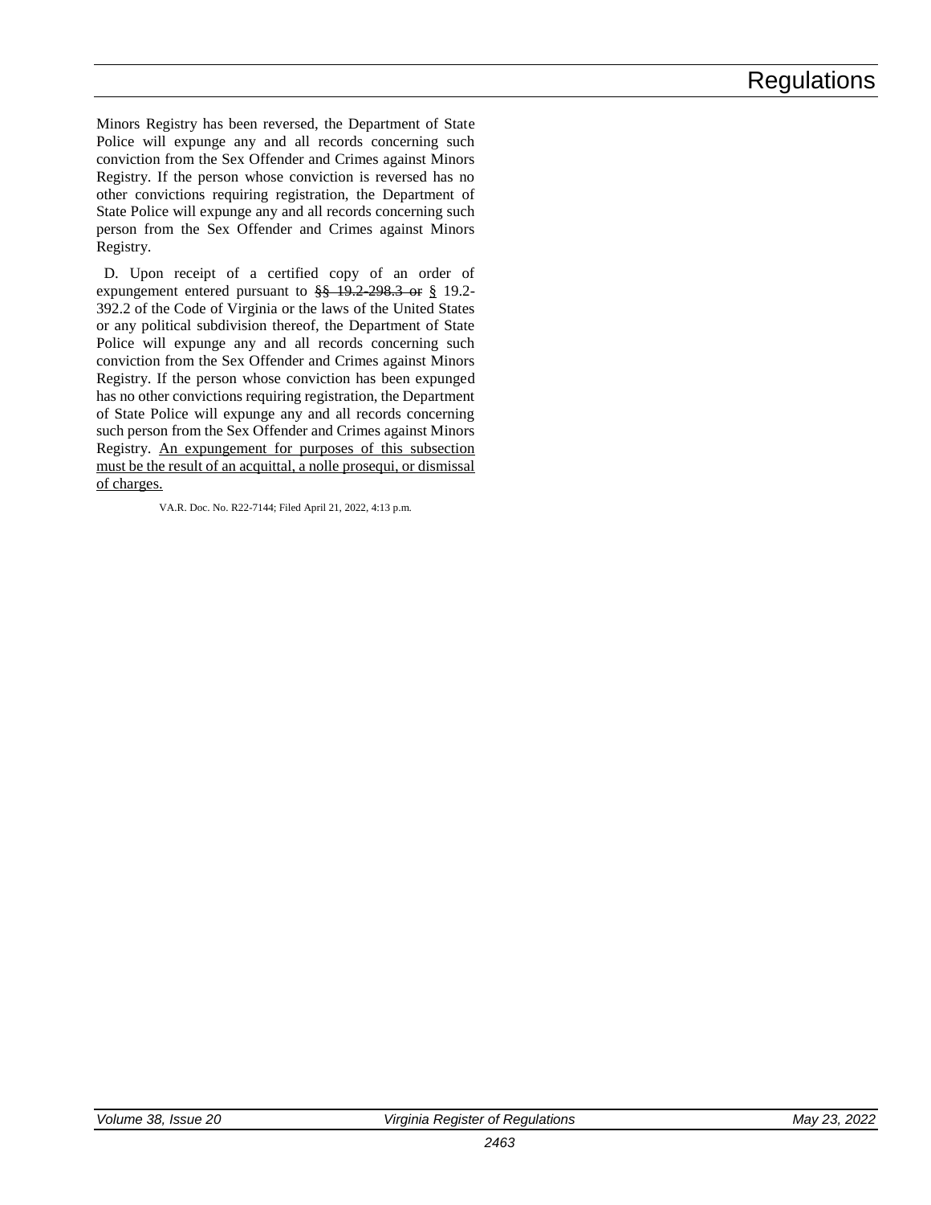Minors Registry has been reversed, the Department of State Police will expunge any and all records concerning such conviction from the Sex Offender and Crimes against Minors Registry. If the person whose conviction is reversed has no other convictions requiring registration, the Department of State Police will expunge any and all records concerning such person from the Sex Offender and Crimes against Minors Registry.

D. Upon receipt of a certified copy of an order of expungement entered pursuant to ~~§§ 19.2-298.3 or~~ <u>§</u> 19.2-392.2 of the Code of Virginia or the laws of the United States or any political subdivision thereof, the Department of State Police will expunge any and all records concerning such conviction from the Sex Offender and Crimes against Minors Registry. If the person whose conviction has been expunged has no other convictions requiring registration, the Department of State Police will expunge any and all records concerning such person from the Sex Offender and Crimes against Minors Registry. <u>An expungement for purposes of this subsection must be the result of an acquittal, a nolle prosequi, or dismissal of charges.</u>

VA.R. Doc. No. R22-7144; Filed April 21, 2022, 4:13 p.m.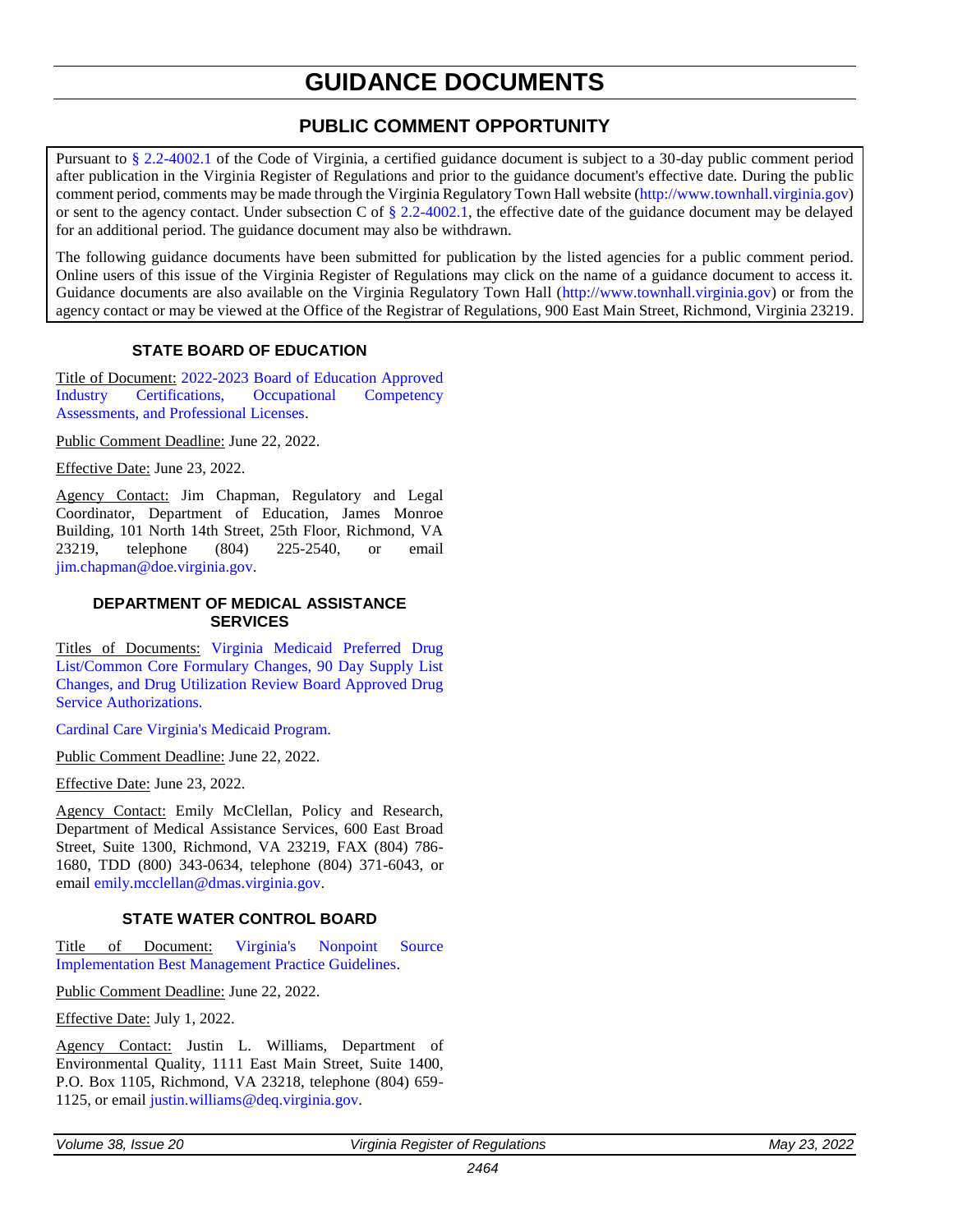# GUIDANCE DOCUMENTS

## PUBLIC COMMENT OPPORTUNITY

Pursuant to § 2.2-4002.1 of the Code of Virginia, a certified guidance document is subject to a 30-day public comment period after publication in the Virginia Register of Regulations and prior to the guidance document's effective date. During the public comment period, comments may be made through the Virginia Regulatory Town Hall website (http://www.townhall.virginia.gov) or sent to the agency contact. Under subsection C of § 2.2-4002.1, the effective date of the guidance document may be delayed for an additional period. The guidance document may also be withdrawn.

The following guidance documents have been submitted for publication by the listed agencies for a public comment period. Online users of this issue of the Virginia Register of Regulations may click on the name of a guidance document to access it. Guidance documents are also available on the Virginia Regulatory Town Hall (http://www.townhall.virginia.gov) or from the agency contact or may be viewed at the Office of the Registrar of Regulations, 900 East Main Street, Richmond, Virginia 23219.

### STATE BOARD OF EDUCATION

Title of Document: 2022-2023 Board of Education Approved Industry Certifications, Occupational Competency Assessments, and Professional Licenses.

Public Comment Deadline: June 22, 2022.

Effective Date: June 23, 2022.

Agency Contact: Jim Chapman, Regulatory and Legal Coordinator, Department of Education, James Monroe Building, 101 North 14th Street, 25th Floor, Richmond, VA 23219, telephone (804) 225-2540, or email jim.chapman@doe.virginia.gov.

### DEPARTMENT OF MEDICAL ASSISTANCE SERVICES

Titles of Documents: Virginia Medicaid Preferred Drug List/Common Core Formulary Changes, 90 Day Supply List Changes, and Drug Utilization Review Board Approved Drug Service Authorizations.

Cardinal Care Virginia's Medicaid Program.

Public Comment Deadline: June 22, 2022.

Effective Date: June 23, 2022.

Agency Contact: Emily McClellan, Policy and Research, Department of Medical Assistance Services, 600 East Broad Street, Suite 1300, Richmond, VA 23219, FAX (804) 786-1680, TDD (800) 343-0634, telephone (804) 371-6043, or email emily.mcclellan@dmas.virginia.gov.

### STATE WATER CONTROL BOARD

Title of Document: Virginia's Nonpoint Source Implementation Best Management Practice Guidelines.

Public Comment Deadline: June 22, 2022.

Effective Date: July 1, 2022.

Agency Contact: Justin L. Williams, Department of Environmental Quality, 1111 East Main Street, Suite 1400, P.O. Box 1105, Richmond, VA 23218, telephone (804) 659-1125, or email justin.williams@deq.virginia.gov.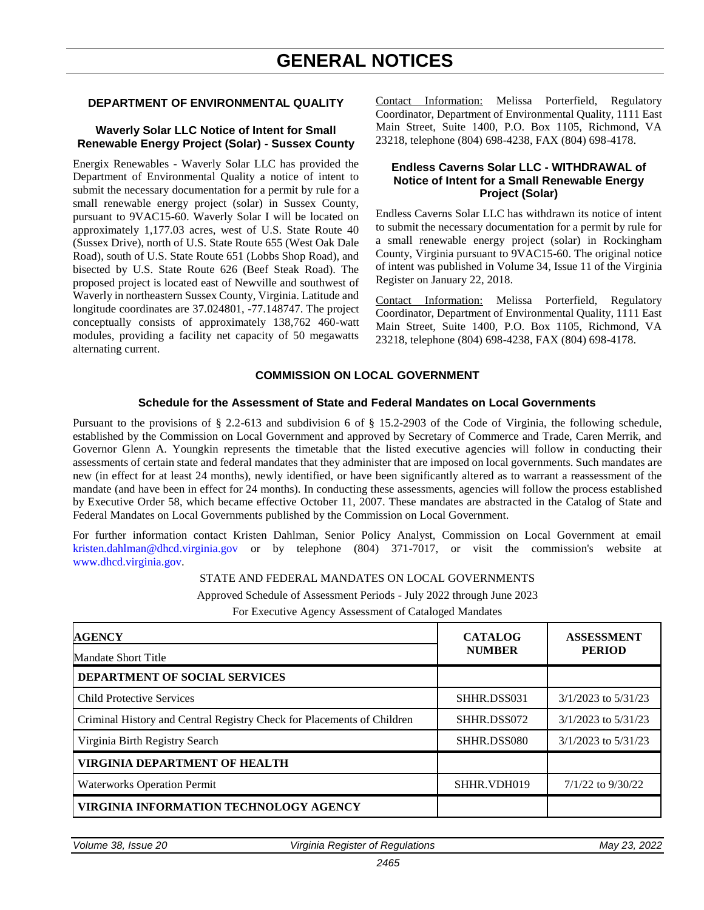# GENERAL NOTICES

## DEPARTMENT OF ENVIRONMENTAL QUALITY

### Waverly Solar LLC Notice of Intent for Small Renewable Energy Project (Solar) - Sussex County

Energix Renewables - Waverly Solar LLC has provided the Department of Environmental Quality a notice of intent to submit the necessary documentation for a permit by rule for a small renewable energy project (solar) in Sussex County, pursuant to 9VAC15-60. Waverly Solar I will be located on approximately 1,177.03 acres, west of U.S. State Route 40 (Sussex Drive), north of U.S. State Route 655 (West Oak Dale Road), south of U.S. State Route 651 (Lobbs Shop Road), and bisected by U.S. State Route 626 (Beef Steak Road). The proposed project is located east of Newville and southwest of Waverly in northeastern Sussex County, Virginia. Latitude and longitude coordinates are 37.024801, -77.148747. The project conceptually consists of approximately 138,762 460-watt modules, providing a facility net capacity of 50 megawatts alternating current.

Contact Information: Melissa Porterfield, Regulatory Coordinator, Department of Environmental Quality, 1111 East Main Street, Suite 1400, P.O. Box 1105, Richmond, VA 23218, telephone (804) 698-4238, FAX (804) 698-4178.

### Endless Caverns Solar LLC - WITHDRAWAL of Notice of Intent for a Small Renewable Energy Project (Solar)

Endless Caverns Solar LLC has withdrawn its notice of intent to submit the necessary documentation for a permit by rule for a small renewable energy project (solar) in Rockingham County, Virginia pursuant to 9VAC15-60. The original notice of intent was published in Volume 34, Issue 11 of the Virginia Register on January 22, 2018.

Contact Information: Melissa Porterfield, Regulatory Coordinator, Department of Environmental Quality, 1111 East Main Street, Suite 1400, P.O. Box 1105, Richmond, VA 23218, telephone (804) 698-4238, FAX (804) 698-4178.

## COMMISSION ON LOCAL GOVERNMENT

### Schedule for the Assessment of State and Federal Mandates on Local Governments

Pursuant to the provisions of § 2.2-613 and subdivision 6 of § 15.2-2903 of the Code of Virginia, the following schedule, established by the Commission on Local Government and approved by Secretary of Commerce and Trade, Caren Merrik, and Governor Glenn A. Youngkin represents the timetable that the listed executive agencies will follow in conducting their assessments of certain state and federal mandates that they administer that are imposed on local governments. Such mandates are new (in effect for at least 24 months), newly identified, or have been significantly altered as to warrant a reassessment of the mandate (and have been in effect for 24 months). In conducting these assessments, agencies will follow the process established by Executive Order 58, which became effective October 11, 2007. These mandates are abstracted in the Catalog of State and Federal Mandates on Local Governments published by the Commission on Local Government.

For further information contact Kristen Dahlman, Senior Policy Analyst, Commission on Local Government at email kristen.dahlman@dhcd.virginia.gov or by telephone (804) 371-7017, or visit the commission's website at www.dhcd.virginia.gov.

STATE AND FEDERAL MANDATES ON LOCAL GOVERNMENTS

Approved Schedule of Assessment Periods - July 2022 through June 2023

For Executive Agency Assessment of Cataloged Mandates

| **AGENCY** Mandate Short Title | **CATALOG NUMBER** | **ASSESSMENT PERIOD** |
|---|---|---|
| **DEPARTMENT OF SOCIAL SERVICES** | | |
| Child Protective Services | SHHR.DSS031 | 3/1/2023 to 5/31/23 |
| Criminal History and Central Registry Check for Placements of Children | SHHR.DSS072 | 3/1/2023 to 5/31/23 |
| Virginia Birth Registry Search | SHHR.DSS080 | 3/1/2023 to 5/31/23 |
| **VIRGINIA DEPARTMENT OF HEALTH** | | |
| Waterworks Operation Permit | SHHR.VDH019 | 7/1/22 to 9/30/22 |
| **VIRGINIA INFORMATION TECHNOLOGY AGENCY** | | |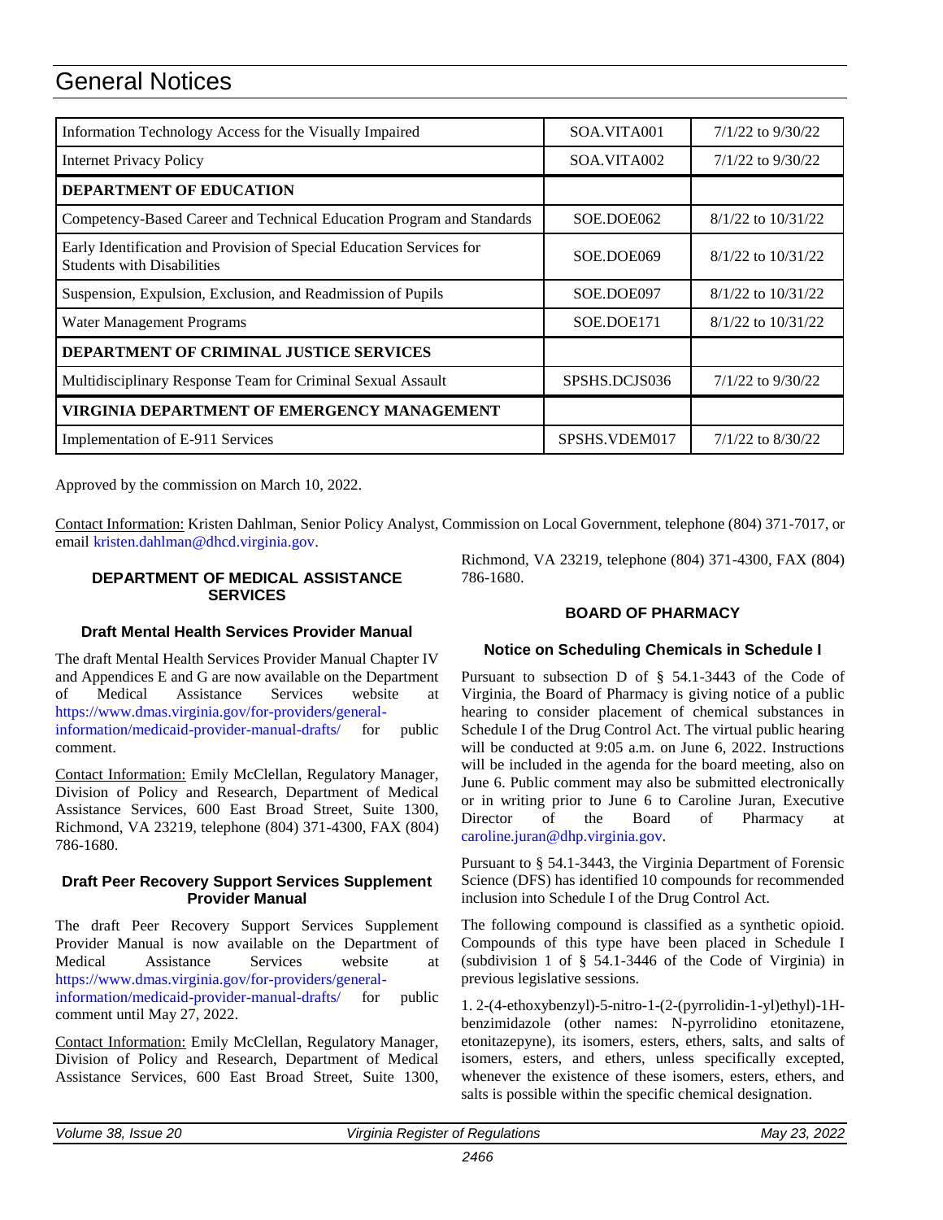| Information Technology Access for the Visually Impaired | SOA.VITA001 | 7/1/22 to 9/30/22 |
|---|---|---|
| Internet Privacy Policy | SOA.VITA002 | 7/1/22 to 9/30/22 |
| **DEPARTMENT OF EDUCATION** | | |
| Competency-Based Career and Technical Education Program and Standards | SOE.DOE062 | 8/1/22 to 10/31/22 |
| Early Identification and Provision of Special Education Services for Students with Disabilities | SOE.DOE069 | 8/1/22 to 10/31/22 |
| Suspension, Expulsion, Exclusion, and Readmission of Pupils | SOE.DOE097 | 8/1/22 to 10/31/22 |
| Water Management Programs | SOE.DOE171 | 8/1/22 to 10/31/22 |
| **DEPARTMENT OF CRIMINAL JUSTICE SERVICES** | | |
| Multidisciplinary Response Team for Criminal Sexual Assault | SPSHS.DCJS036 | 7/1/22 to 9/30/22 |
| **VIRGINIA DEPARTMENT OF EMERGENCY MANAGEMENT** | | |
| Implementation of E-911 Services | SPSHS.VDEM017 | 7/1/22 to 8/30/22 |

Approved by the commission on March 10, 2022.

Contact Information: Kristen Dahlman, Senior Policy Analyst, Commission on Local Government, telephone (804) 371-7017, or email kristen.dahlman@dhcd.virginia.gov.

## DEPARTMENT OF MEDICAL ASSISTANCE SERVICES

### Draft Mental Health Services Provider Manual

The draft Mental Health Services Provider Manual Chapter IV and Appendices E and G are now available on the Department of Medical Assistance Services website at https://www.dmas.virginia.gov/for-providers/general-information/medicaid-provider-manual-drafts/ for public comment.

Contact Information: Emily McClellan, Regulatory Manager, Division of Policy and Research, Department of Medical Assistance Services, 600 East Broad Street, Suite 1300, Richmond, VA 23219, telephone (804) 371-4300, FAX (804) 786-1680.

### Draft Peer Recovery Support Services Supplement Provider Manual

The draft Peer Recovery Support Services Supplement Provider Manual is now available on the Department of Medical Assistance Services website at https://www.dmas.virginia.gov/for-providers/general-information/medicaid-provider-manual-drafts/ for public comment until May 27, 2022.

Contact Information: Emily McClellan, Regulatory Manager, Division of Policy and Research, Department of Medical Assistance Services, 600 East Broad Street, Suite 1300, Richmond, VA 23219, telephone (804) 371-4300, FAX (804) 786-1680.

## BOARD OF PHARMACY

### Notice on Scheduling Chemicals in Schedule I

Pursuant to subsection D of § 54.1-3443 of the Code of Virginia, the Board of Pharmacy is giving notice of a public hearing to consider placement of chemical substances in Schedule I of the Drug Control Act. The virtual public hearing will be conducted at 9:05 a.m. on June 6, 2022. Instructions will be included in the agenda for the board meeting, also on June 6. Public comment may also be submitted electronically or in writing prior to June 6 to Caroline Juran, Executive Director of the Board of Pharmacy at caroline.juran@dhp.virginia.gov.

Pursuant to § 54.1-3443, the Virginia Department of Forensic Science (DFS) has identified 10 compounds for recommended inclusion into Schedule I of the Drug Control Act.

The following compound is classified as a synthetic opioid. Compounds of this type have been placed in Schedule I (subdivision 1 of § 54.1-3446 of the Code of Virginia) in previous legislative sessions.

1. 2-(4-ethoxybenzyl)-5-nitro-1-(2-(pyrrolidin-1-yl)ethyl)-1H-benzimidazole (other names: N-pyrrolidino etonitazene, etonitazepyne), its isomers, esters, ethers, salts, and salts of isomers, esters, and ethers, unless specifically excepted, whenever the existence of these isomers, esters, ethers, and salts is possible within the specific chemical designation.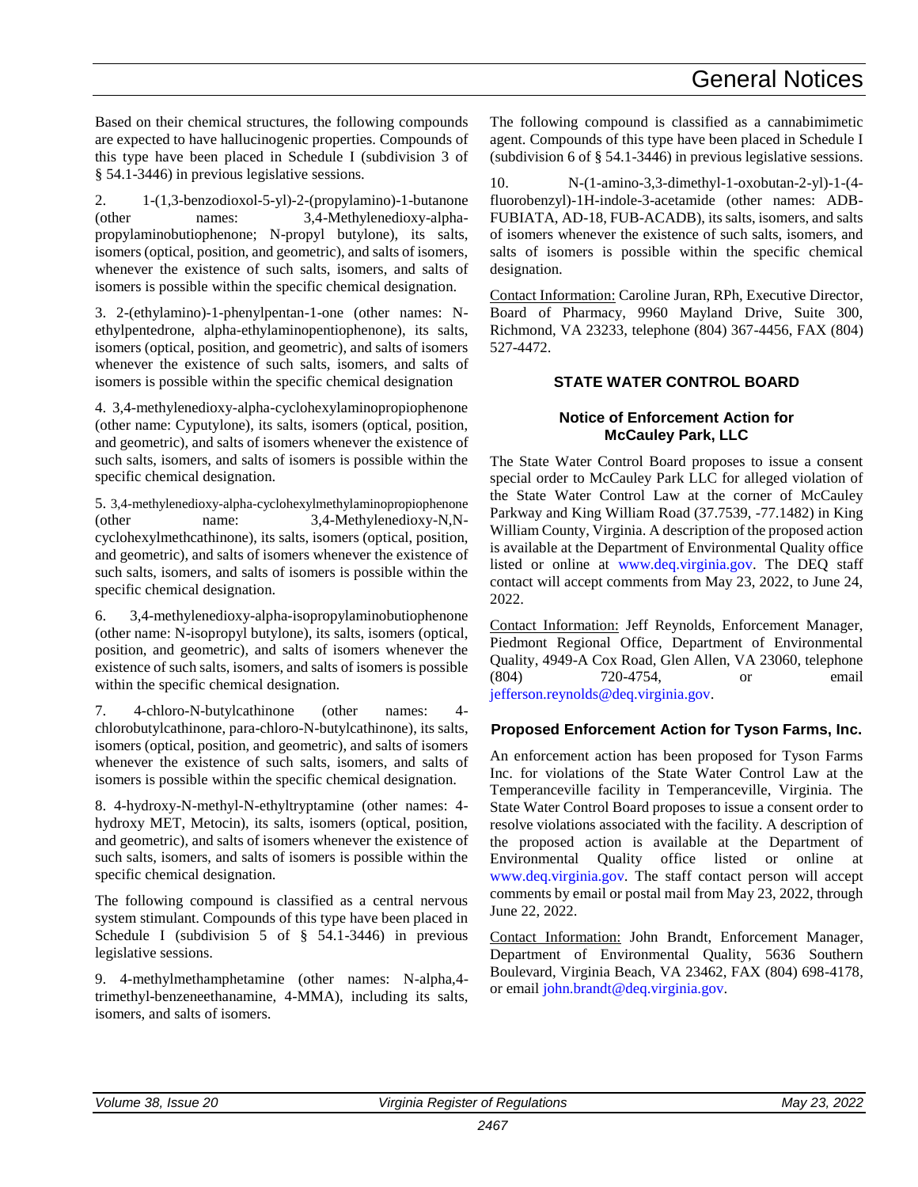Based on their chemical structures, the following compounds are expected to have hallucinogenic properties. Compounds of this type have been placed in Schedule I (subdivision 3 of § 54.1-3446) in previous legislative sessions.

2. 1-(1,3-benzodioxol-5-yl)-2-(propylamino)-1-butanone (other names: 3,4-Methylenedioxy-alpha-propylaminobutiophenone; N-propyl butylone), its salts, isomers (optical, position, and geometric), and salts of isomers, whenever the existence of such salts, isomers, and salts of isomers is possible within the specific chemical designation.

3. 2-(ethylamino)-1-phenylpentan-1-one (other names: N-ethylpentedrone, alpha-ethylaminopentiophenone), its salts, isomers (optical, position, and geometric), and salts of isomers whenever the existence of such salts, isomers, and salts of isomers is possible within the specific chemical designation

4. 3,4-methylenedioxy-alpha-cyclohexylaminopropiophenone (other name: Cyputylone), its salts, isomers (optical, position, and geometric), and salts of isomers whenever the existence of such salts, isomers, and salts of isomers is possible within the specific chemical designation.

5. 3,4-methylenedioxy-alpha-cyclohexylmethylaminopropiophenone (other name: 3,4-Methylenedioxy-N,N-cyclohexylmethcathinone), its salts, isomers (optical, position, and geometric), and salts of isomers whenever the existence of such salts, isomers, and salts of isomers is possible within the specific chemical designation.

6. 3,4-methylenedioxy-alpha-isopropylaminobutiophenone (other name: N-isopropyl butylone), its salts, isomers (optical, position, and geometric), and salts of isomers whenever the existence of such salts, isomers, and salts of isomers is possible within the specific chemical designation.

7. 4-chloro-N-butylcathinone (other names: 4-chlorobutylcathinone, para-chloro-N-butylcathinone), its salts, isomers (optical, position, and geometric), and salts of isomers whenever the existence of such salts, isomers, and salts of isomers is possible within the specific chemical designation.

8. 4-hydroxy-N-methyl-N-ethyltryptamine (other names: 4-hydroxy MET, Metocin), its salts, isomers (optical, position, and geometric), and salts of isomers whenever the existence of such salts, isomers, and salts of isomers is possible within the specific chemical designation.

The following compound is classified as a central nervous system stimulant. Compounds of this type have been placed in Schedule I (subdivision 5 of § 54.1-3446) in previous legislative sessions.

9. 4-methylmethamphetamine (other names: N-alpha,4-trimethyl-benzeneethanamine, 4-MMA), including its salts, isomers, and salts of isomers.

The following compound is classified as a cannabimimetic agent. Compounds of this type have been placed in Schedule I (subdivision 6 of § 54.1-3446) in previous legislative sessions.

10. N-(1-amino-3,3-dimethyl-1-oxobutan-2-yl)-1-(4-fluorobenzyl)-1H-indole-3-acetamide (other names: ADB-FUBIATA, AD-18, FUB-ACADB), its salts, isomers, and salts of isomers whenever the existence of such salts, isomers, and salts of isomers is possible within the specific chemical designation.

Contact Information: Caroline Juran, RPh, Executive Director, Board of Pharmacy, 9960 Mayland Drive, Suite 300, Richmond, VA 23233, telephone (804) 367-4456, FAX (804) 527-4472.

## STATE WATER CONTROL BOARD

### Notice of Enforcement Action for McCauley Park, LLC

The State Water Control Board proposes to issue a consent special order to McCauley Park LLC for alleged violation of the State Water Control Law at the corner of McCauley Parkway and King William Road (37.7539, -77.1482) in King William County, Virginia. A description of the proposed action is available at the Department of Environmental Quality office listed or online at www.deq.virginia.gov. The DEQ staff contact will accept comments from May 23, 2022, to June 24, 2022.

Contact Information: Jeff Reynolds, Enforcement Manager, Piedmont Regional Office, Department of Environmental Quality, 4949-A Cox Road, Glen Allen, VA 23060, telephone (804) 720-4754, or email jefferson.reynolds@deq.virginia.gov.

### Proposed Enforcement Action for Tyson Farms, Inc.

An enforcement action has been proposed for Tyson Farms Inc. for violations of the State Water Control Law at the Temperanceville facility in Temperanceville, Virginia. The State Water Control Board proposes to issue a consent order to resolve violations associated with the facility. A description of the proposed action is available at the Department of Environmental Quality office listed or online at www.deq.virginia.gov. The staff contact person will accept comments by email or postal mail from May 23, 2022, through June 22, 2022.

Contact Information: John Brandt, Enforcement Manager, Department of Environmental Quality, 5636 Southern Boulevard, Virginia Beach, VA 23462, FAX (804) 698-4178, or email john.brandt@deq.virginia.gov.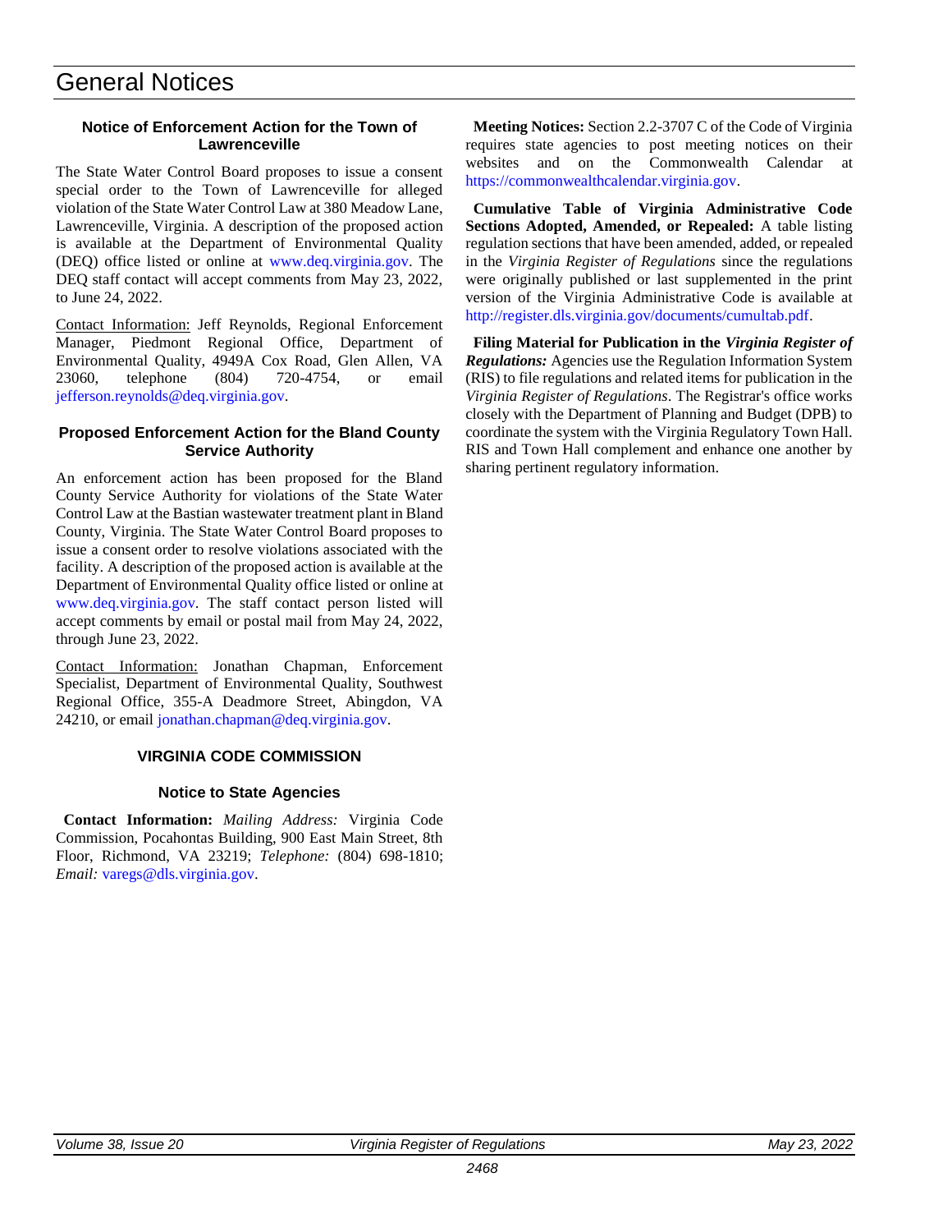# General Notices

### Notice of Enforcement Action for the Town of Lawrenceville

The State Water Control Board proposes to issue a consent special order to the Town of Lawrenceville for alleged violation of the State Water Control Law at 380 Meadow Lane, Lawrenceville, Virginia. A description of the proposed action is available at the Department of Environmental Quality (DEQ) office listed or online at www.deq.virginia.gov. The DEQ staff contact will accept comments from May 23, 2022, to June 24, 2022.

Contact Information: Jeff Reynolds, Regional Enforcement Manager, Piedmont Regional Office, Department of Environmental Quality, 4949A Cox Road, Glen Allen, VA 23060, telephone (804) 720-4754, or email jefferson.reynolds@deq.virginia.gov.

### Proposed Enforcement Action for the Bland County Service Authority

An enforcement action has been proposed for the Bland County Service Authority for violations of the State Water Control Law at the Bastian wastewater treatment plant in Bland County, Virginia. The State Water Control Board proposes to issue a consent order to resolve violations associated with the facility. A description of the proposed action is available at the Department of Environmental Quality office listed or online at www.deq.virginia.gov. The staff contact person listed will accept comments by email or postal mail from May 24, 2022, through June 23, 2022.

Contact Information: Jonathan Chapman, Enforcement Specialist, Department of Environmental Quality, Southwest Regional Office, 355-A Deadmore Street, Abingdon, VA 24210, or email jonathan.chapman@deq.virginia.gov.

## VIRGINIA CODE COMMISSION

### Notice to State Agencies

**Contact Information:** *Mailing Address:* Virginia Code Commission, Pocahontas Building, 900 East Main Street, 8th Floor, Richmond, VA 23219; *Telephone:* (804) 698-1810; *Email:* varegs@dls.virginia.gov.

**Meeting Notices:** Section 2.2-3707 C of the Code of Virginia requires state agencies to post meeting notices on their websites and on the Commonwealth Calendar at https://commonwealthcalendar.virginia.gov.

**Cumulative Table of Virginia Administrative Code Sections Adopted, Amended, or Repealed:** A table listing regulation sections that have been amended, added, or repealed in the *Virginia Register of Regulations* since the regulations were originally published or last supplemented in the print version of the Virginia Administrative Code is available at http://register.dls.virginia.gov/documents/cumultab.pdf.

**Filing Material for Publication in the *Virginia Register of Regulations:*** Agencies use the Regulation Information System (RIS) to file regulations and related items for publication in the *Virginia Register of Regulations*. The Registrar's office works closely with the Department of Planning and Budget (DPB) to coordinate the system with the Virginia Regulatory Town Hall. RIS and Town Hall complement and enhance one another by sharing pertinent regulatory information.